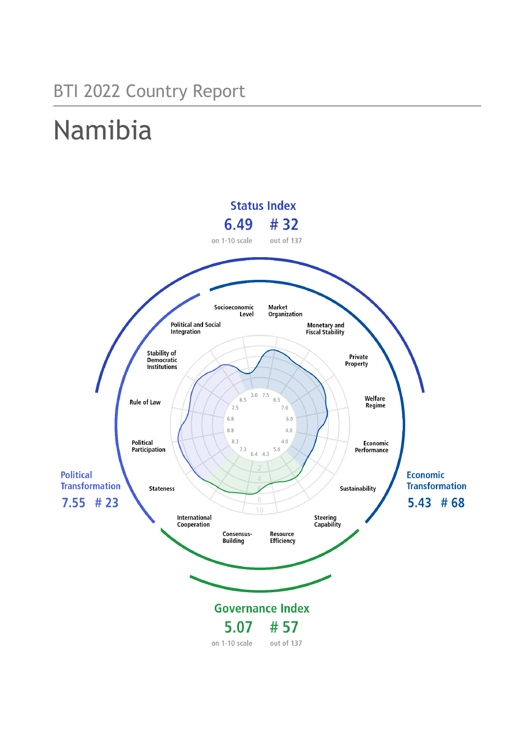BTI 2022 Country Report

# Namibia

## Status Index

6.49 # 32

on 1-10 scale out of 137

Political Transformation

7.55 # 23

Economic Transformation

5.43 # 68

Socioeconomic Level

Market Organization

Monetary and Fiscal Stability

Private Property

Welfare Regime

Economic Performance

Sustainability

Steering Capability

Resource Efficiency

Consensus-Building

International Cooperation

Stateness

Political Participation

Rule of Law

Stability of Democratic Institutions

Political and Social Integration

## Governance Index

5.07 # 57

on 1-10 scale out of 137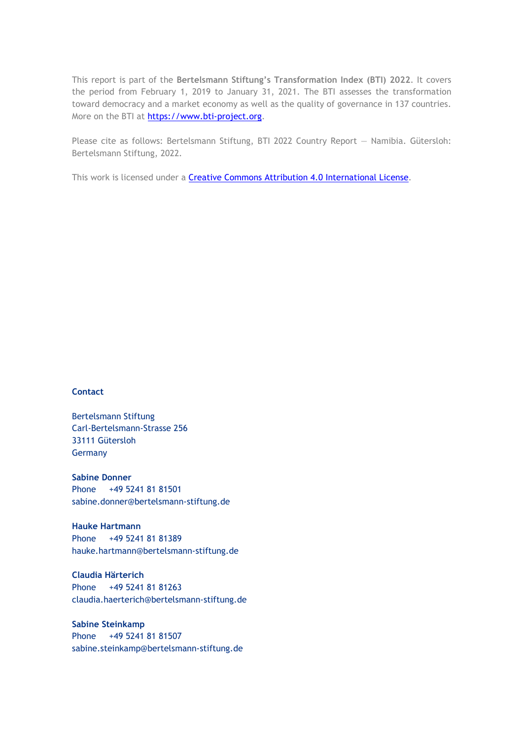This report is part of the **Bertelsmann Stiftung's Transformation Index (BTI) 2022**. It covers the period from February 1, 2019 to January 31, 2021. The BTI assesses the transformation toward democracy and a market economy as well as the quality of governance in 137 countries. More on the BTI at [https://www.bti-project.org](https://www.bti-project.org).

Please cite as follows: Bertelsmann Stiftung, BTI 2022 Country Report — Namibia. Gütersloh: Bertelsmann Stiftung, 2022.

This work is licensed under a [Creative Commons Attribution 4.0 International License](https://creativecommons.org/licenses/by/4.0/).

**Contact**

Bertelsmann Stiftung
Carl-Bertelsmann-Strasse 256
33111 Gütersloh
Germany

**Sabine Donner**
Phone +49 5241 81 81501
sabine.donner@bertelsmann-stiftung.de

**Hauke Hartmann**
Phone +49 5241 81 81389
hauke.hartmann@bertelsmann-stiftung.de

**Claudia Härterich**
Phone +49 5241 81 81263
claudia.haerterich@bertelsmann-stiftung.de

**Sabine Steinkamp**
Phone +49 5241 81 81507
sabine.steinkamp@bertelsmann-stiftung.de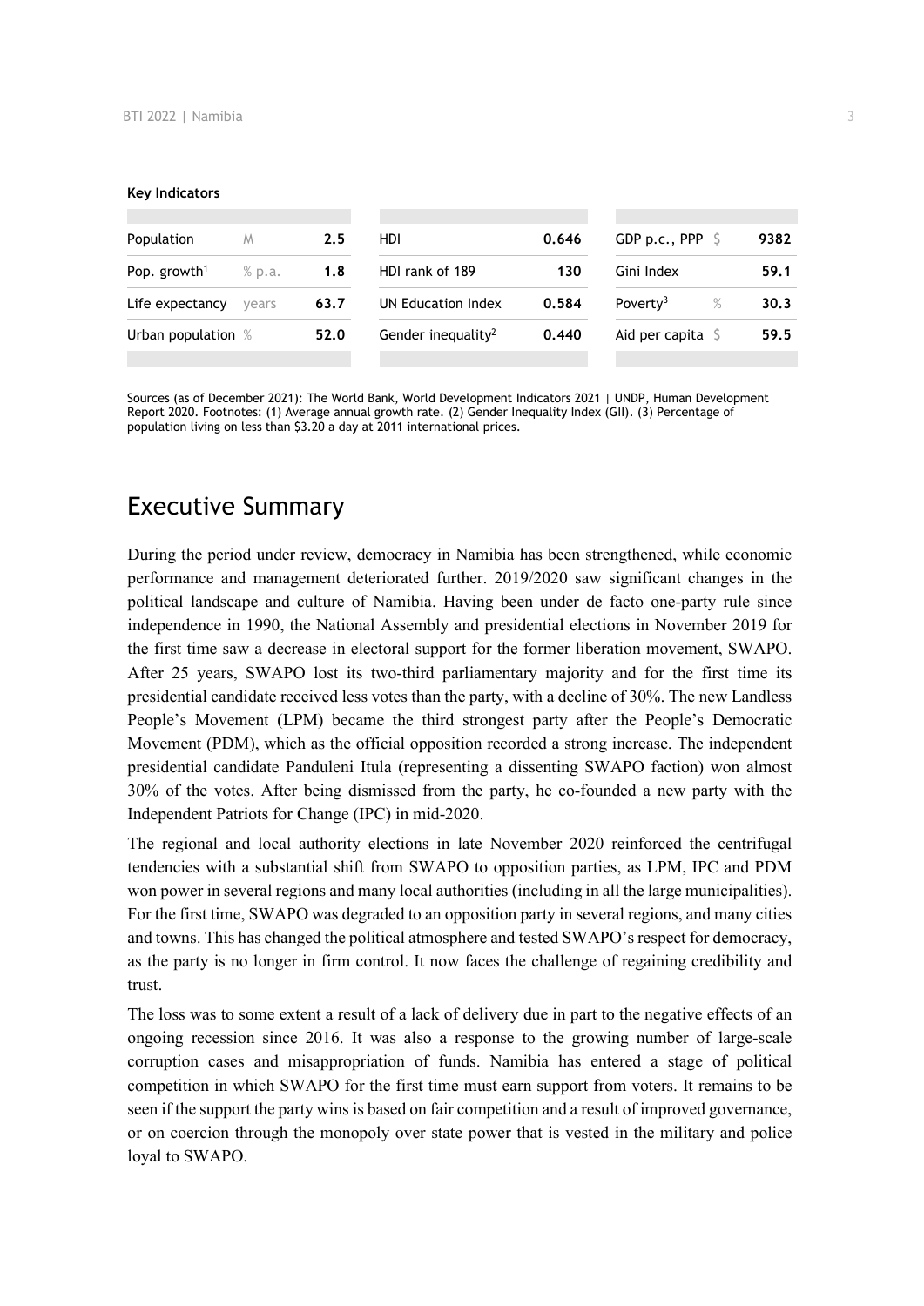**Key Indicators**

| Population | M | 2.5 | HDI | 0.646 | GDP p.c., PPP | $ | 9382 |
|---|---|---|---|---|---|---|---|
| Pop. growth[1] | % p.a. | 1.8 | HDI rank of 189 | 130 | Gini Index | | 59.1 |
| Life expectancy | years | 63.7 | UN Education Index | 0.584 | Poverty[3] | % | 30.3 |
| Urban population | % | 52.0 | Gender inequality[2] | 0.440 | Aid per capita | $ | 59.5 |

Sources (as of December 2021): The World Bank, World Development Indicators 2021 | UNDP, Human Development Report 2020. Footnotes: (1) Average annual growth rate. (2) Gender Inequality Index (GII). (3) Percentage of population living on less than $3.20 a day at 2011 international prices.

# Executive Summary

During the period under review, democracy in Namibia has been strengthened, while economic performance and management deteriorated further. 2019/2020 saw significant changes in the political landscape and culture of Namibia. Having been under de facto one-party rule since independence in 1990, the National Assembly and presidential elections in November 2019 for the first time saw a decrease in electoral support for the former liberation movement, SWAPO. After 25 years, SWAPO lost its two-third parliamentary majority and for the first time its presidential candidate received less votes than the party, with a decline of 30%. The new Landless People's Movement (LPM) became the third strongest party after the People's Democratic Movement (PDM), which as the official opposition recorded a strong increase. The independent presidential candidate Panduleni Itula (representing a dissenting SWAPO faction) won almost 30% of the votes. After being dismissed from the party, he co-founded a new party with the Independent Patriots for Change (IPC) in mid-2020.

The regional and local authority elections in late November 2020 reinforced the centrifugal tendencies with a substantial shift from SWAPO to opposition parties, as LPM, IPC and PDM won power in several regions and many local authorities (including in all the large municipalities). For the first time, SWAPO was degraded to an opposition party in several regions, and many cities and towns. This has changed the political atmosphere and tested SWAPO's respect for democracy, as the party is no longer in firm control. It now faces the challenge of regaining credibility and trust.

The loss was to some extent a result of a lack of delivery due in part to the negative effects of an ongoing recession since 2016. It was also a response to the growing number of large-scale corruption cases and misappropriation of funds. Namibia has entered a stage of political competition in which SWAPO for the first time must earn support from voters. It remains to be seen if the support the party wins is based on fair competition and a result of improved governance, or on coercion through the monopoly over state power that is vested in the military and police loyal to SWAPO.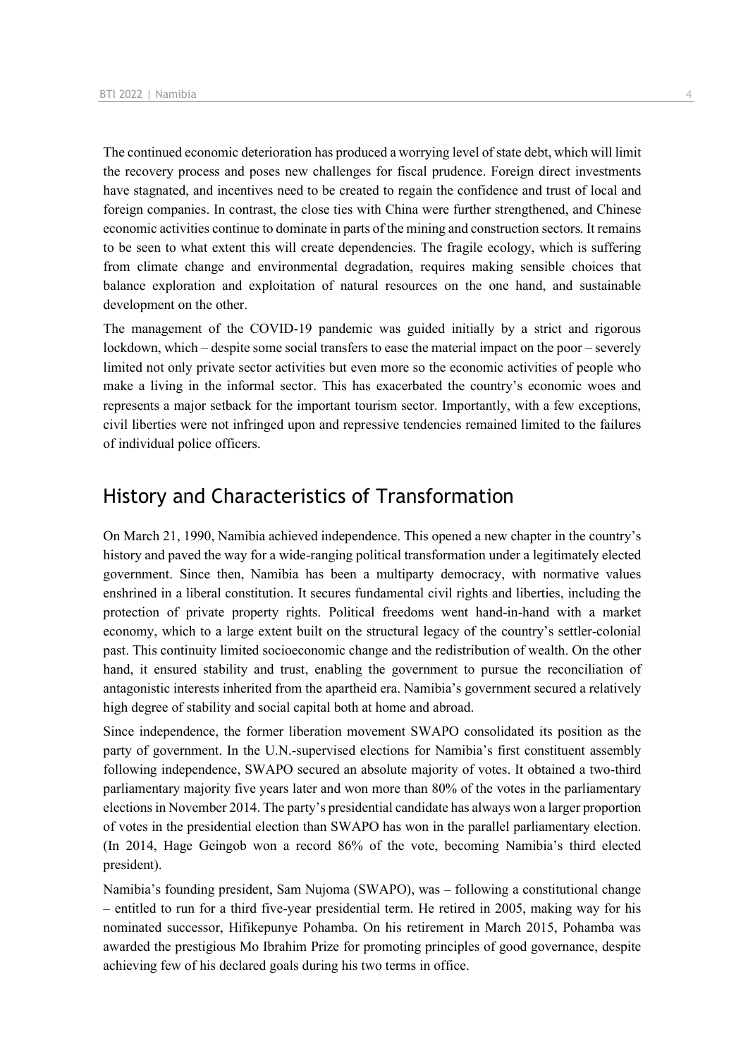The continued economic deterioration has produced a worrying level of state debt, which will limit the recovery process and poses new challenges for fiscal prudence. Foreign direct investments have stagnated, and incentives need to be created to regain the confidence and trust of local and foreign companies. In contrast, the close ties with China were further strengthened, and Chinese economic activities continue to dominate in parts of the mining and construction sectors. It remains to be seen to what extent this will create dependencies. The fragile ecology, which is suffering from climate change and environmental degradation, requires making sensible choices that balance exploration and exploitation of natural resources on the one hand, and sustainable development on the other.

The management of the COVID-19 pandemic was guided initially by a strict and rigorous lockdown, which – despite some social transfers to ease the material impact on the poor – severely limited not only private sector activities but even more so the economic activities of people who make a living in the informal sector. This has exacerbated the country's economic woes and represents a major setback for the important tourism sector. Importantly, with a few exceptions, civil liberties were not infringed upon and repressive tendencies remained limited to the failures of individual police officers.

## History and Characteristics of Transformation

On March 21, 1990, Namibia achieved independence. This opened a new chapter in the country's history and paved the way for a wide-ranging political transformation under a legitimately elected government. Since then, Namibia has been a multiparty democracy, with normative values enshrined in a liberal constitution. It secures fundamental civil rights and liberties, including the protection of private property rights. Political freedoms went hand-in-hand with a market economy, which to a large extent built on the structural legacy of the country's settler-colonial past. This continuity limited socioeconomic change and the redistribution of wealth. On the other hand, it ensured stability and trust, enabling the government to pursue the reconciliation of antagonistic interests inherited from the apartheid era. Namibia's government secured a relatively high degree of stability and social capital both at home and abroad.

Since independence, the former liberation movement SWAPO consolidated its position as the party of government. In the U.N.-supervised elections for Namibia's first constituent assembly following independence, SWAPO secured an absolute majority of votes. It obtained a two-third parliamentary majority five years later and won more than 80% of the votes in the parliamentary elections in November 2014. The party's presidential candidate has always won a larger proportion of votes in the presidential election than SWAPO has won in the parallel parliamentary election. (In 2014, Hage Geingob won a record 86% of the vote, becoming Namibia's third elected president).

Namibia's founding president, Sam Nujoma (SWAPO), was – following a constitutional change – entitled to run for a third five-year presidential term. He retired in 2005, making way for his nominated successor, Hifikepunye Pohamba. On his retirement in March 2015, Pohamba was awarded the prestigious Mo Ibrahim Prize for promoting principles of good governance, despite achieving few of his declared goals during his two terms in office.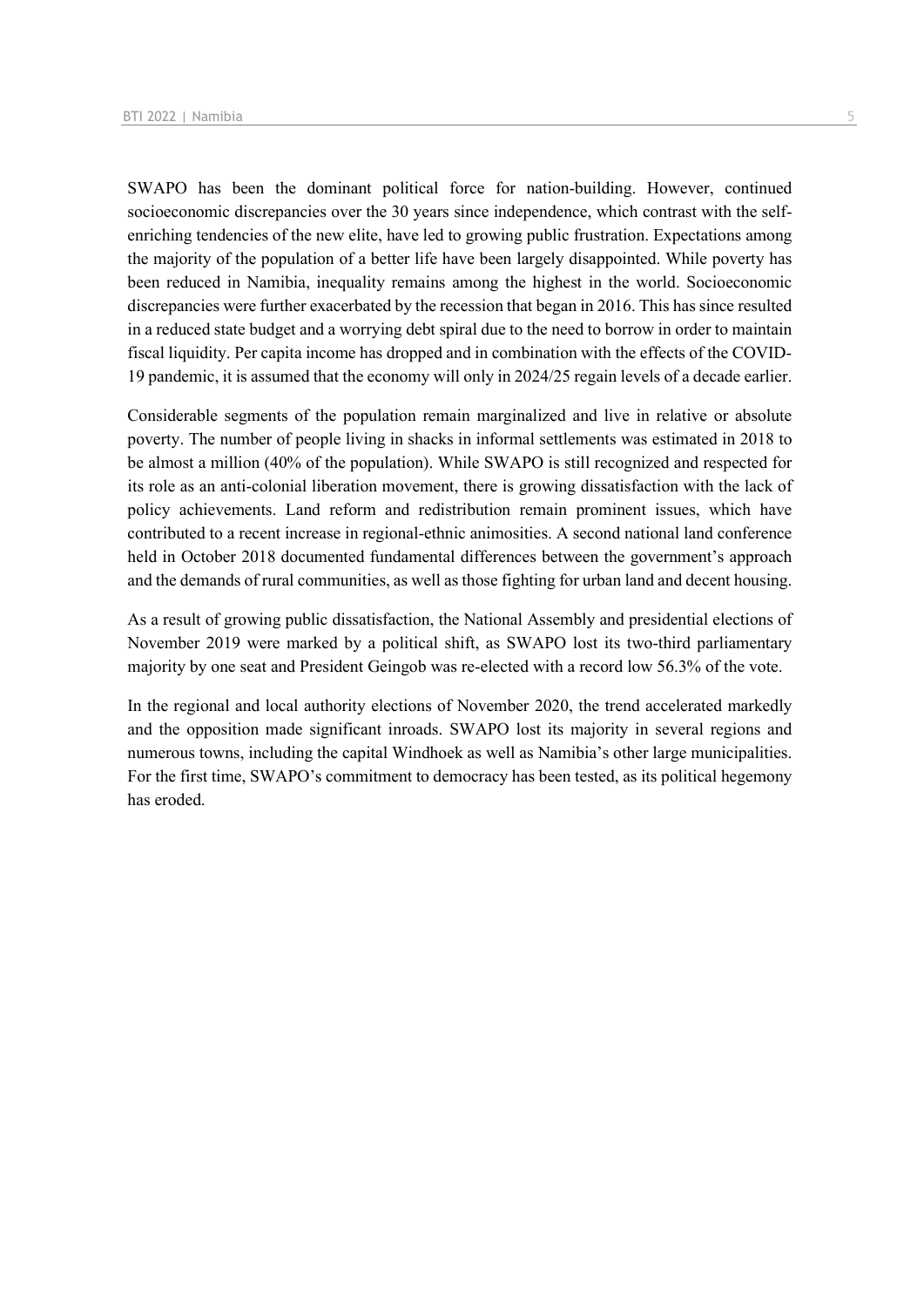SWAPO has been the dominant political force for nation-building. However, continued socioeconomic discrepancies over the 30 years since independence, which contrast with the self-enriching tendencies of the new elite, have led to growing public frustration. Expectations among the majority of the population of a better life have been largely disappointed. While poverty has been reduced in Namibia, inequality remains among the highest in the world. Socioeconomic discrepancies were further exacerbated by the recession that began in 2016. This has since resulted in a reduced state budget and a worrying debt spiral due to the need to borrow in order to maintain fiscal liquidity. Per capita income has dropped and in combination with the effects of the COVID-19 pandemic, it is assumed that the economy will only in 2024/25 regain levels of a decade earlier.

Considerable segments of the population remain marginalized and live in relative or absolute poverty. The number of people living in shacks in informal settlements was estimated in 2018 to be almost a million (40% of the population). While SWAPO is still recognized and respected for its role as an anti-colonial liberation movement, there is growing dissatisfaction with the lack of policy achievements. Land reform and redistribution remain prominent issues, which have contributed to a recent increase in regional-ethnic animosities. A second national land conference held in October 2018 documented fundamental differences between the government's approach and the demands of rural communities, as well as those fighting for urban land and decent housing.

As a result of growing public dissatisfaction, the National Assembly and presidential elections of November 2019 were marked by a political shift, as SWAPO lost its two-third parliamentary majority by one seat and President Geingob was re-elected with a record low 56.3% of the vote.

In the regional and local authority elections of November 2020, the trend accelerated markedly and the opposition made significant inroads. SWAPO lost its majority in several regions and numerous towns, including the capital Windhoek as well as Namibia's other large municipalities. For the first time, SWAPO's commitment to democracy has been tested, as its political hegemony has eroded.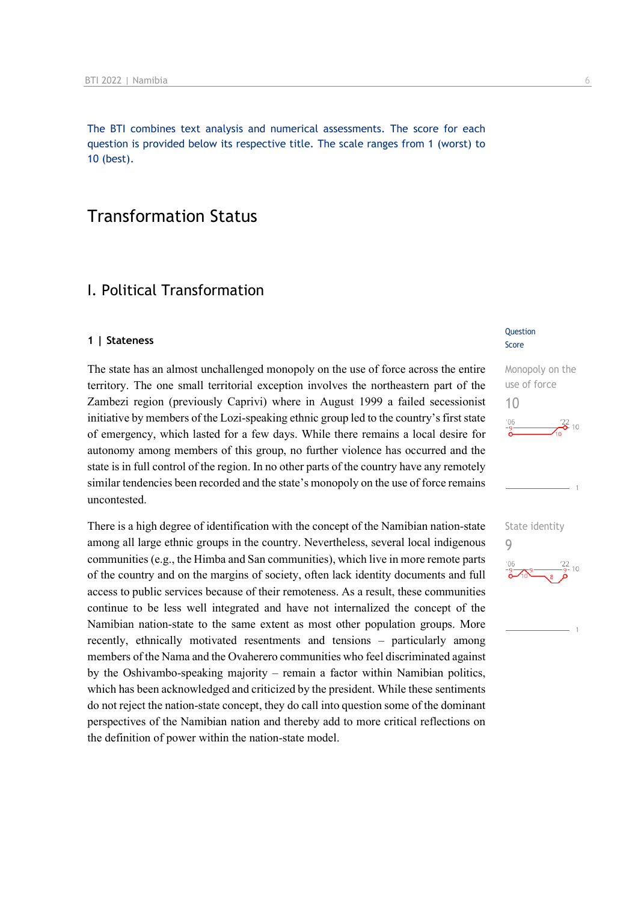The BTI combines text analysis and numerical assessments. The score for each question is provided below its respective title. The scale ranges from 1 (worst) to 10 (best).

# Transformation Status

## I. Political Transformation

### 1 | Stateness

Question Score

**Monopoly on the use of force**
10

The state has an almost unchallenged monopoly on the use of force across the entire territory. The one small territorial exception involves the northeastern part of the Zambezi region (previously Caprivi) where in August 1999 a failed secessionist initiative by members of the Lozi-speaking ethnic group led to the country's first state of emergency, which lasted for a few days. While there remains a local desire for autonomy among members of this group, no further violence has occurred and the state is in full control of the region. In no other parts of the country have any remotely similar tendencies been recorded and the state's monopoly on the use of force remains uncontested.

**State identity**
9

There is a high degree of identification with the concept of the Namibian nation-state among all large ethnic groups in the country. Nevertheless, several local indigenous communities (e.g., the Himba and San communities), which live in more remote parts of the country and on the margins of society, often lack identity documents and full access to public services because of their remoteness. As a result, these communities continue to be less well integrated and have not internalized the concept of the Namibian nation-state to the same extent as most other population groups. More recently, ethnically motivated resentments and tensions – particularly among members of the Nama and the Ovaherero communities who feel discriminated against by the Oshivambo-speaking majority – remain a factor within Namibian politics, which has been acknowledged and criticized by the president. While these sentiments do not reject the nation-state concept, they do call into question some of the dominant perspectives of the Namibian nation and thereby add to more critical reflections on the definition of power within the nation-state model.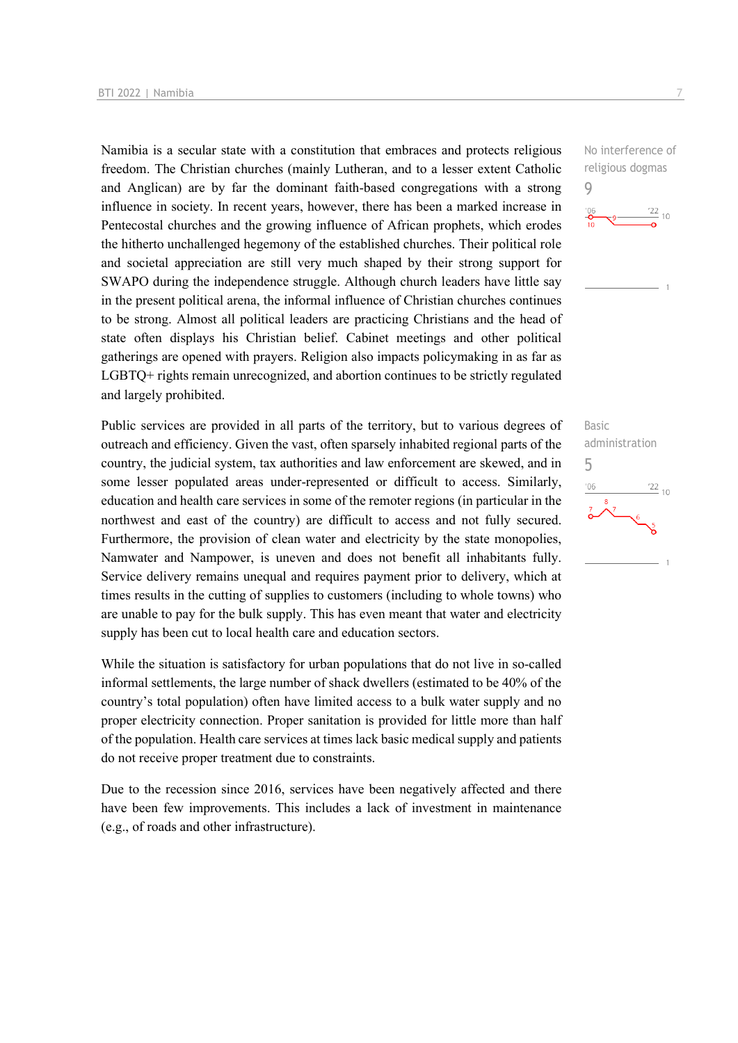Namibia is a secular state with a constitution that embraces and protects religious freedom. The Christian churches (mainly Lutheran, and to a lesser extent Catholic and Anglican) are by far the dominant faith-based congregations with a strong influence in society. In recent years, however, there has been a marked increase in Pentecostal churches and the growing influence of African prophets, which erodes the hitherto unchallenged hegemony of the established churches. Their political role and societal appreciation are still very much shaped by their strong support for SWAPO during the independence struggle. Although church leaders have little say in the present political arena, the informal influence of Christian churches continues to be strong. Almost all political leaders are practicing Christians and the head of state often displays his Christian belief. Cabinet meetings and other political gatherings are opened with prayers. Religion also impacts policymaking in as far as LGBTQ+ rights remain unrecognized, and abortion continues to be strictly regulated and largely prohibited.

No interference of religious dogmas
9

Public services are provided in all parts of the territory, but to various degrees of outreach and efficiency. Given the vast, often sparsely inhabited regional parts of the country, the judicial system, tax authorities and law enforcement are skewed, and in some lesser populated areas under-represented or difficult to access. Similarly, education and health care services in some of the remoter regions (in particular in the northwest and east of the country) are difficult to access and not fully secured. Furthermore, the provision of clean water and electricity by the state monopolies, Namwater and Nampower, is uneven and does not benefit all inhabitants fully. Service delivery remains unequal and requires payment prior to delivery, which at times results in the cutting of supplies to customers (including to whole towns) who are unable to pay for the bulk supply. This has even meant that water and electricity supply has been cut to local health care and education sectors.

Basic administration
5

While the situation is satisfactory for urban populations that do not live in so-called informal settlements, the large number of shack dwellers (estimated to be 40% of the country's total population) often have limited access to a bulk water supply and no proper electricity connection. Proper sanitation is provided for little more than half of the population. Health care services at times lack basic medical supply and patients do not receive proper treatment due to constraints.

Due to the recession since 2016, services have been negatively affected and there have been few improvements. This includes a lack of investment in maintenance (e.g., of roads and other infrastructure).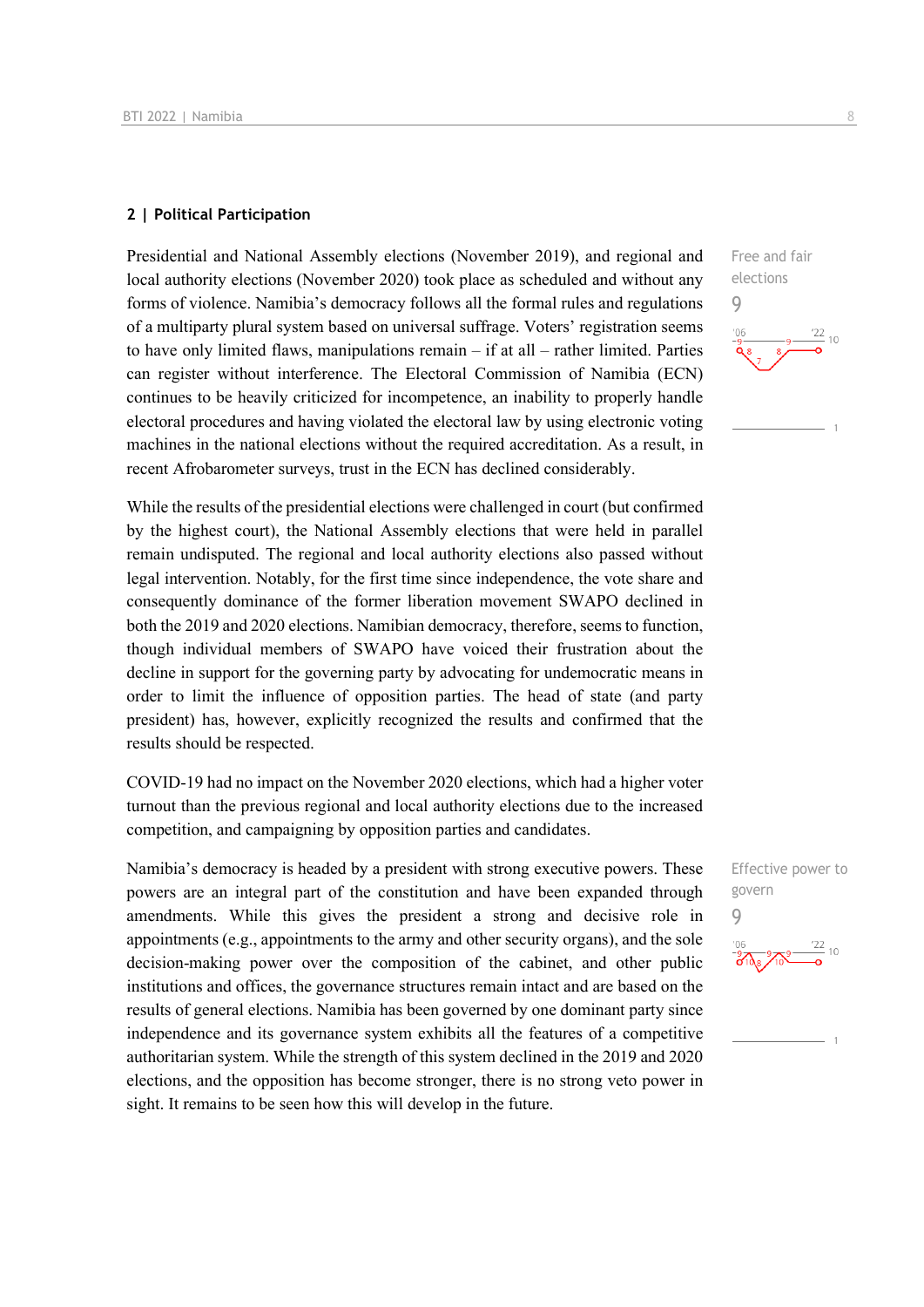## 2 | Political Participation

Presidential and National Assembly elections (November 2019), and regional and local authority elections (November 2020) took place as scheduled and without any forms of violence. Namibia's democracy follows all the formal rules and regulations of a multiparty plural system based on universal suffrage. Voters' registration seems to have only limited flaws, manipulations remain – if at all – rather limited. Parties can register without interference. The Electoral Commission of Namibia (ECN) continues to be heavily criticized for incompetence, an inability to properly handle electoral procedures and having violated the electoral law by using electronic voting machines in the national elections without the required accreditation. As a result, in recent Afrobarometer surveys, trust in the ECN has declined considerably.

Free and fair elections
9

While the results of the presidential elections were challenged in court (but confirmed by the highest court), the National Assembly elections that were held in parallel remain undisputed. The regional and local authority elections also passed without legal intervention. Notably, for the first time since independence, the vote share and consequently dominance of the former liberation movement SWAPO declined in both the 2019 and 2020 elections. Namibian democracy, therefore, seems to function, though individual members of SWAPO have voiced their frustration about the decline in support for the governing party by advocating for undemocratic means in order to limit the influence of opposition parties. The head of state (and party president) has, however, explicitly recognized the results and confirmed that the results should be respected.

COVID-19 had no impact on the November 2020 elections, which had a higher voter turnout than the previous regional and local authority elections due to the increased competition, and campaigning by opposition parties and candidates.

Namibia's democracy is headed by a president with strong executive powers. These powers are an integral part of the constitution and have been expanded through amendments. While this gives the president a strong and decisive role in appointments (e.g., appointments to the army and other security organs), and the sole decision-making power over the composition of the cabinet, and other public institutions and offices, the governance structures remain intact and are based on the results of general elections. Namibia has been governed by one dominant party since independence and its governance system exhibits all the features of a competitive authoritarian system. While the strength of this system declined in the 2019 and 2020 elections, and the opposition has become stronger, there is no strong veto power in sight. It remains to be seen how this will develop in the future.

Effective power to govern
9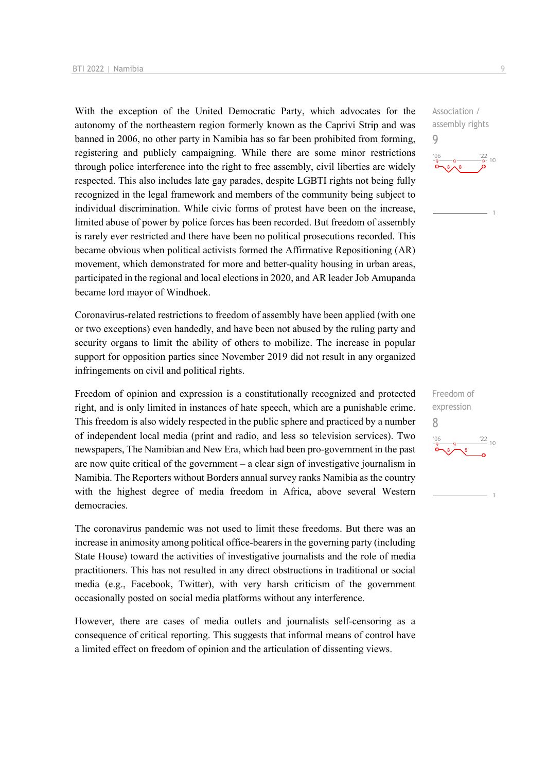With the exception of the United Democratic Party, which advocates for the autonomy of the northeastern region formerly known as the Caprivi Strip and was banned in 2006, no other party in Namibia has so far been prohibited from forming, registering and publicly campaigning. While there are some minor restrictions through police interference into the right to free assembly, civil liberties are widely respected. This also includes late gay parades, despite LGBTI rights not being fully recognized in the legal framework and members of the community being subject to individual discrimination. While civic forms of protest have been on the increase, limited abuse of power by police forces has been recorded. But freedom of assembly is rarely ever restricted and there have been no political prosecutions recorded. This became obvious when political activists formed the Affirmative Repositioning (AR) movement, which demonstrated for more and better-quality housing in urban areas, participated in the regional and local elections in 2020, and AR leader Job Amupanda became lord mayor of Windhoek.

Association / assembly rights
9

Coronavirus-related restrictions to freedom of assembly have been applied (with one or two exceptions) even handedly, and have been not abused by the ruling party and security organs to limit the ability of others to mobilize. The increase in popular support for opposition parties since November 2019 did not result in any organized infringements on civil and political rights.

Freedom of opinion and expression is a constitutionally recognized and protected right, and is only limited in instances of hate speech, which are a punishable crime. This freedom is also widely respected in the public sphere and practiced by a number of independent local media (print and radio, and less so television services). Two newspapers, The Namibian and New Era, which had been pro-government in the past are now quite critical of the government – a clear sign of investigative journalism in Namibia. The Reporters without Borders annual survey ranks Namibia as the country with the highest degree of media freedom in Africa, above several Western democracies.

Freedom of expression
8

The coronavirus pandemic was not used to limit these freedoms. But there was an increase in animosity among political office-bearers in the governing party (including State House) toward the activities of investigative journalists and the role of media practitioners. This has not resulted in any direct obstructions in traditional or social media (e.g., Facebook, Twitter), with very harsh criticism of the government occasionally posted on social media platforms without any interference.

However, there are cases of media outlets and journalists self-censoring as a consequence of critical reporting. This suggests that informal means of control have a limited effect on freedom of opinion and the articulation of dissenting views.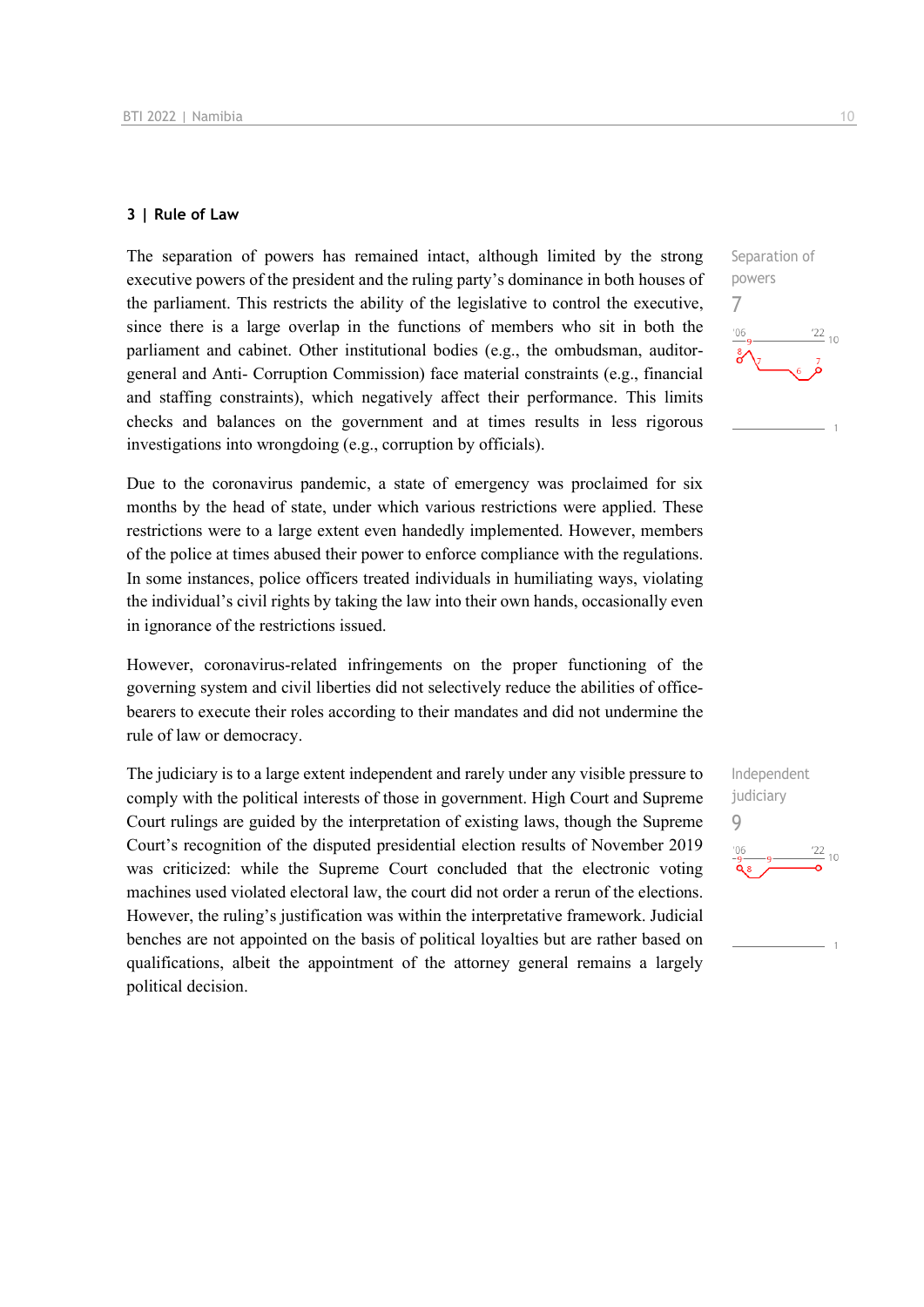## 3 | Rule of Law

The separation of powers has remained intact, although limited by the strong executive powers of the president and the ruling party's dominance in both houses of the parliament. This restricts the ability of the legislative to control the executive, since there is a large overlap in the functions of members who sit in both the parliament and cabinet. Other institutional bodies (e.g., the ombudsman, auditor-general and Anti- Corruption Commission) face material constraints (e.g., financial and staffing constraints), which negatively affect their performance. This limits checks and balances on the government and at times results in less rigorous investigations into wrongdoing (e.g., corruption by officials).

Separation of powers
7

Due to the coronavirus pandemic, a state of emergency was proclaimed for six months by the head of state, under which various restrictions were applied. These restrictions were to a large extent even handedly implemented. However, members of the police at times abused their power to enforce compliance with the regulations. In some instances, police officers treated individuals in humiliating ways, violating the individual's civil rights by taking the law into their own hands, occasionally even in ignorance of the restrictions issued.

However, coronavirus-related infringements on the proper functioning of the governing system and civil liberties did not selectively reduce the abilities of office-bearers to execute their roles according to their mandates and did not undermine the rule of law or democracy.

The judiciary is to a large extent independent and rarely under any visible pressure to comply with the political interests of those in government. High Court and Supreme Court rulings are guided by the interpretation of existing laws, though the Supreme Court's recognition of the disputed presidential election results of November 2019 was criticized: while the Supreme Court concluded that the electronic voting machines used violated electoral law, the court did not order a rerun of the elections. However, the ruling's justification was within the interpretative framework. Judicial benches are not appointed on the basis of political loyalties but are rather based on qualifications, albeit the appointment of the attorney general remains a largely political decision.

Independent judiciary
9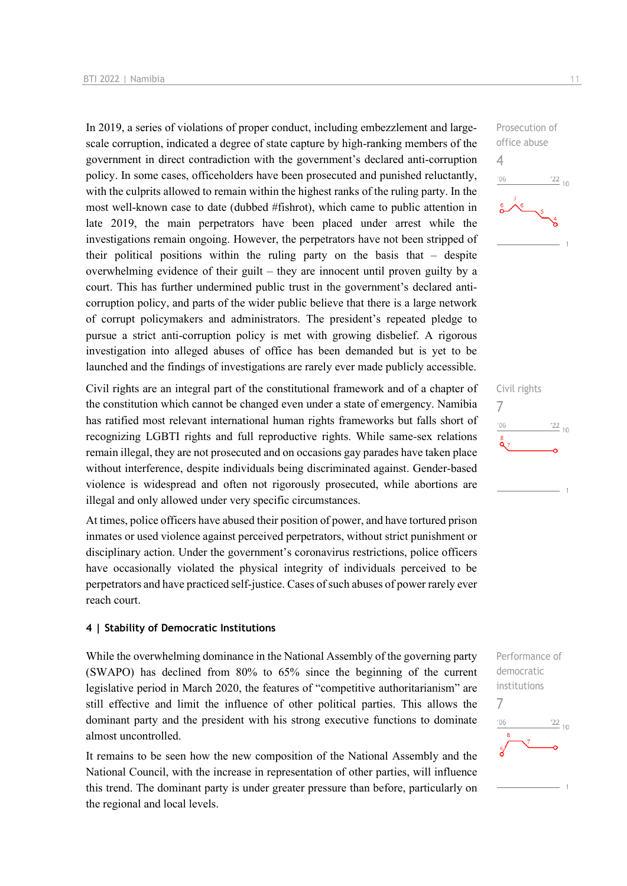In 2019, a series of violations of proper conduct, including embezzlement and large-scale corruption, indicated a degree of state capture by high-ranking members of the government in direct contradiction with the government's declared anti-corruption policy. In some cases, officeholders have been prosecuted and punished reluctantly, with the culprits allowed to remain within the highest ranks of the ruling party. In the most well-known case to date (dubbed #fishrot), which came to public attention in late 2019, the main perpetrators have been placed under arrest while the investigations remain ongoing. However, the perpetrators have not been stripped of their political positions within the ruling party on the basis that – despite overwhelming evidence of their guilt – they are innocent until proven guilty by a court. This has further undermined public trust in the government's declared anti-corruption policy, and parts of the wider public believe that there is a large network of corrupt policymakers and administrators. The president's repeated pledge to pursue a strict anti-corruption policy is met with growing disbelief. A rigorous investigation into alleged abuses of office has been demanded but is yet to be launched and the findings of investigations are rarely ever made publicly accessible.

Prosecution of office abuse
4

Civil rights are an integral part of the constitutional framework and of a chapter of the constitution which cannot be changed even under a state of emergency. Namibia has ratified most relevant international human rights frameworks but falls short of recognizing LGBTI rights and full reproductive rights. While same-sex relations remain illegal, they are not prosecuted and on occasions gay parades have taken place without interference, despite individuals being discriminated against. Gender-based violence is widespread and often not rigorously prosecuted, while abortions are illegal and only allowed under very specific circumstances.

Civil rights
7

At times, police officers have abused their position of power, and have tortured prison inmates or used violence against perceived perpetrators, without strict punishment or disciplinary action. Under the government's coronavirus restrictions, police officers have occasionally violated the physical integrity of individuals perceived to be perpetrators and have practiced self-justice. Cases of such abuses of power rarely ever reach court.

### 4 | Stability of Democratic Institutions

While the overwhelming dominance in the National Assembly of the governing party (SWAPO) has declined from 80% to 65% since the beginning of the current legislative period in March 2020, the features of "competitive authoritarianism" are still effective and limit the influence of other political parties. This allows the dominant party and the president with his strong executive functions to dominate almost uncontrolled.

Performance of democratic institutions
7

It remains to be seen how the new composition of the National Assembly and the National Council, with the increase in representation of other parties, will influence this trend. The dominant party is under greater pressure than before, particularly on the regional and local levels.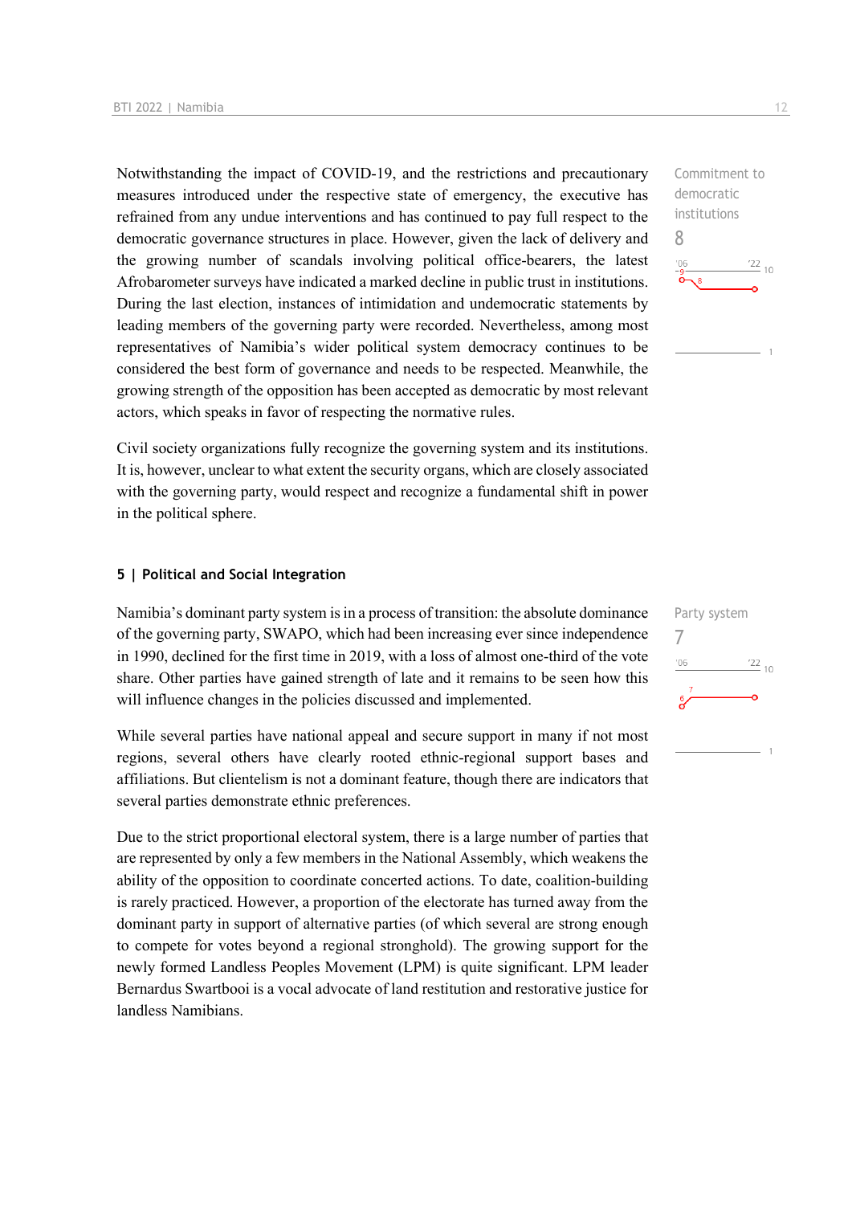Notwithstanding the impact of COVID-19, and the restrictions and precautionary measures introduced under the respective state of emergency, the executive has refrained from any undue interventions and has continued to pay full respect to the democratic governance structures in place. However, given the lack of delivery and the growing number of scandals involving political office-bearers, the latest Afrobarometer surveys have indicated a marked decline in public trust in institutions. During the last election, instances of intimidation and undemocratic statements by leading members of the governing party were recorded. Nevertheless, among most representatives of Namibia's wider political system democracy continues to be considered the best form of governance and needs to be respected. Meanwhile, the growing strength of the opposition has been accepted as democratic by most relevant actors, which speaks in favor of respecting the normative rules.

Commitment to democratic institutions
8

Civil society organizations fully recognize the governing system and its institutions. It is, however, unclear to what extent the security organs, which are closely associated with the governing party, would respect and recognize a fundamental shift in power in the political sphere.

## 5 | Political and Social Integration

Namibia's dominant party system is in a process of transition: the absolute dominance of the governing party, SWAPO, which had been increasing ever since independence in 1990, declined for the first time in 2019, with a loss of almost one-third of the vote share. Other parties have gained strength of late and it remains to be seen how this will influence changes in the policies discussed and implemented.

Party system
7

While several parties have national appeal and secure support in many if not most regions, several others have clearly rooted ethnic-regional support bases and affiliations. But clientelism is not a dominant feature, though there are indicators that several parties demonstrate ethnic preferences.

Due to the strict proportional electoral system, there is a large number of parties that are represented by only a few members in the National Assembly, which weakens the ability of the opposition to coordinate concerted actions. To date, coalition-building is rarely practiced. However, a proportion of the electorate has turned away from the dominant party in support of alternative parties (of which several are strong enough to compete for votes beyond a regional stronghold). The growing support for the newly formed Landless Peoples Movement (LPM) is quite significant. LPM leader Bernardus Swartbooi is a vocal advocate of land restitution and restorative justice for landless Namibians.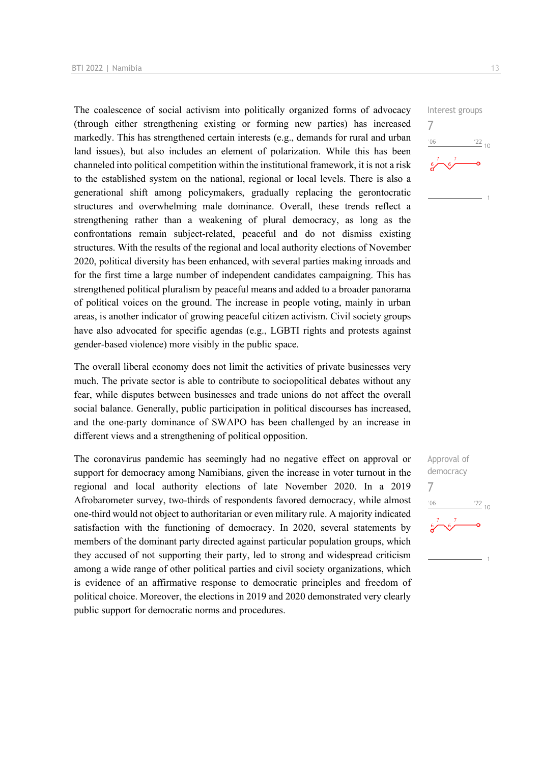Interest groups

7

The coalescence of social activism into politically organized forms of advocacy (through either strengthening existing or forming new parties) has increased markedly. This has strengthened certain interests (e.g., demands for rural and urban land issues), but also includes an element of polarization. While this has been channeled into political competition within the institutional framework, it is not a risk to the established system on the national, regional or local levels. There is also a generational shift among policymakers, gradually replacing the gerontocratic structures and overwhelming male dominance. Overall, these trends reflect a strengthening rather than a weakening of plural democracy, as long as the confrontations remain subject-related, peaceful and do not dismiss existing structures. With the results of the regional and local authority elections of November 2020, political diversity has been enhanced, with several parties making inroads and for the first time a large number of independent candidates campaigning. This has strengthened political pluralism by peaceful means and added to a broader panorama of political voices on the ground. The increase in people voting, mainly in urban areas, is another indicator of growing peaceful citizen activism. Civil society groups have also advocated for specific agendas (e.g., LGBTI rights and protests against gender-based violence) more visibly in the public space.

The overall liberal economy does not limit the activities of private businesses very much. The private sector is able to contribute to sociopolitical debates without any fear, while disputes between businesses and trade unions do not affect the overall social balance. Generally, public participation in political discourses has increased, and the one-party dominance of SWAPO has been challenged by an increase in different views and a strengthening of political opposition.

Approval of democracy

7

The coronavirus pandemic has seemingly had no negative effect on approval or support for democracy among Namibians, given the increase in voter turnout in the regional and local authority elections of late November 2020. In a 2019 Afrobarometer survey, two-thirds of respondents favored democracy, while almost one-third would not object to authoritarian or even military rule. A majority indicated satisfaction with the functioning of democracy. In 2020, several statements by members of the dominant party directed against particular population groups, which they accused of not supporting their party, led to strong and widespread criticism among a wide range of other political parties and civil society organizations, which is evidence of an affirmative response to democratic principles and freedom of political choice. Moreover, the elections in 2019 and 2020 demonstrated very clearly public support for democratic norms and procedures.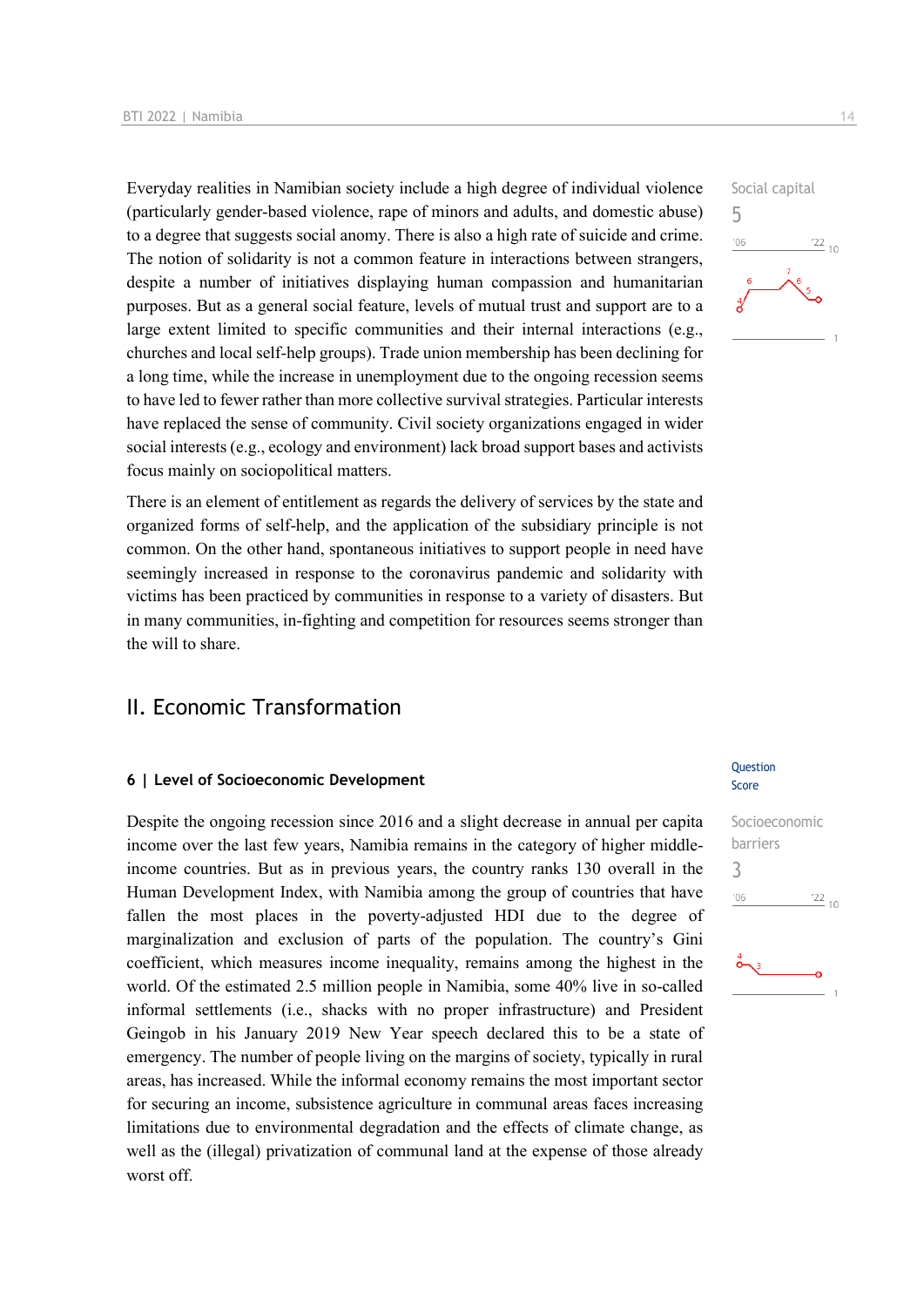Everyday realities in Namibian society include a high degree of individual violence (particularly gender-based violence, rape of minors and adults, and domestic abuse) to a degree that suggests social anomy. There is also a high rate of suicide and crime. The notion of solidarity is not a common feature in interactions between strangers, despite a number of initiatives displaying human compassion and humanitarian purposes. But as a general social feature, levels of mutual trust and support are to a large extent limited to specific communities and their internal interactions (e.g., churches and local self-help groups). Trade union membership has been declining for a long time, while the increase in unemployment due to the ongoing recession seems to have led to fewer rather than more collective survival strategies. Particular interests have replaced the sense of community. Civil society organizations engaged in wider social interests (e.g., ecology and environment) lack broad support bases and activists focus mainly on sociopolitical matters.

Social capital
5

There is an element of entitlement as regards the delivery of services by the state and organized forms of self-help, and the application of the subsidiary principle is not common. On the other hand, spontaneous initiatives to support people in need have seemingly increased in response to the coronavirus pandemic and solidarity with victims has been practiced by communities in response to a variety of disasters. But in many communities, in-fighting and competition for resources seems stronger than the will to share.

## II. Economic Transformation

### 6 | Level of Socioeconomic Development

Question Score

Despite the ongoing recession since 2016 and a slight decrease in annual per capita income over the last few years, Namibia remains in the category of higher middle-income countries. But as in previous years, the country ranks 130 overall in the Human Development Index, with Namibia among the group of countries that have fallen the most places in the poverty-adjusted HDI due to the degree of marginalization and exclusion of parts of the population. The country's Gini coefficient, which measures income inequality, remains among the highest in the world. Of the estimated 2.5 million people in Namibia, some 40% live in so-called informal settlements (i.e., shacks with no proper infrastructure) and President Geingob in his January 2019 New Year speech declared this to be a state of emergency. The number of people living on the margins of society, typically in rural areas, has increased. While the informal economy remains the most important sector for securing an income, subsistence agriculture in communal areas faces increasing limitations due to environmental degradation and the effects of climate change, as well as the (illegal) privatization of communal land at the expense of those already worst off.

Socioeconomic barriers
3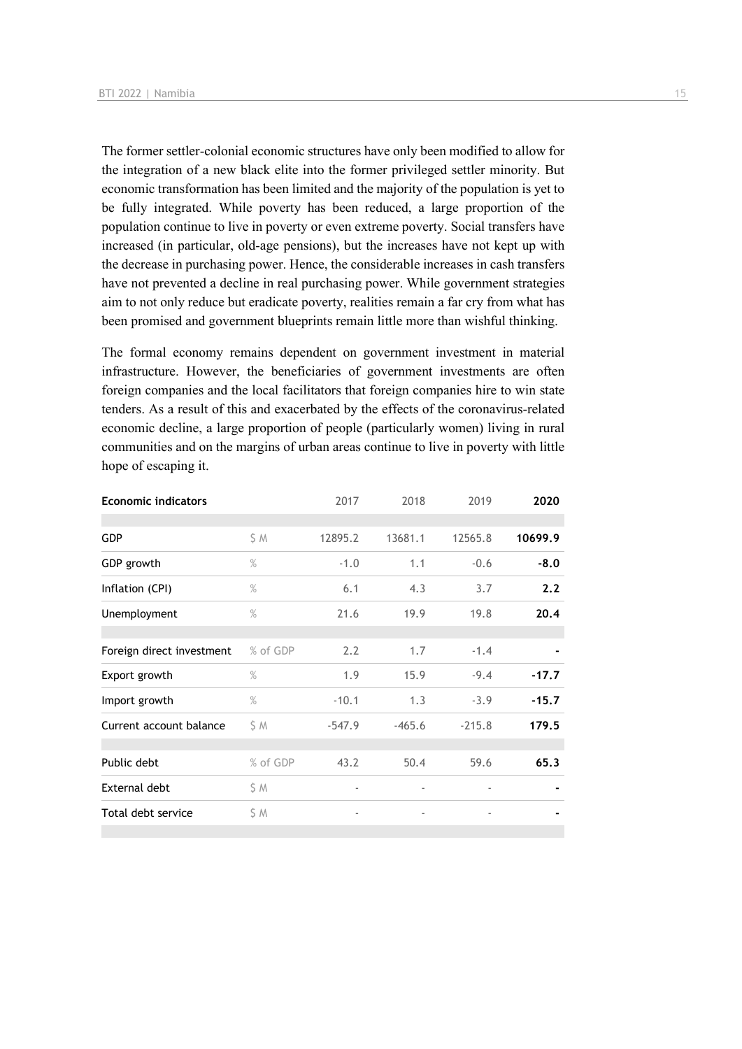The former settler-colonial economic structures have only been modified to allow for the integration of a new black elite into the former privileged settler minority. But economic transformation has been limited and the majority of the population is yet to be fully integrated. While poverty has been reduced, a large proportion of the population continue to live in poverty or even extreme poverty. Social transfers have increased (in particular, old-age pensions), but the increases have not kept up with the decrease in purchasing power. Hence, the considerable increases in cash transfers have not prevented a decline in real purchasing power. While government strategies aim to not only reduce but eradicate poverty, realities remain a far cry from what has been promised and government blueprints remain little more than wishful thinking.

The formal economy remains dependent on government investment in material infrastructure. However, the beneficiaries of government investments are often foreign companies and the local facilitators that foreign companies hire to win state tenders. As a result of this and exacerbated by the effects of the coronavirus-related economic decline, a large proportion of people (particularly women) living in rural communities and on the margins of urban areas continue to live in poverty with little hope of escaping it.

| Economic indicators | | 2017 | 2018 | 2019 | **2020** |
|---|---|---|---|---|---|
| GDP | $ M | 12895.2 | 13681.1 | 12565.8 | **10699.9** |
| GDP growth | % | -1.0 | 1.1 | -0.6 | **-8.0** |
| Inflation (CPI) | % | 6.1 | 4.3 | 3.7 | **2.2** |
| Unemployment | % | 21.6 | 19.9 | 19.8 | **20.4** |
| Foreign direct investment | % of GDP | 2.2 | 1.7 | -1.4 | **-** |
| Export growth | % | 1.9 | 15.9 | -9.4 | **-17.7** |
| Import growth | % | -10.1 | 1.3 | -3.9 | **-15.7** |
| Current account balance | $ M | -547.9 | -465.6 | -215.8 | **179.5** |
| Public debt | % of GDP | 43.2 | 50.4 | 59.6 | **65.3** |
| External debt | $ M | - | - | - | **-** |
| Total debt service | $ M | - | - | - | **-** |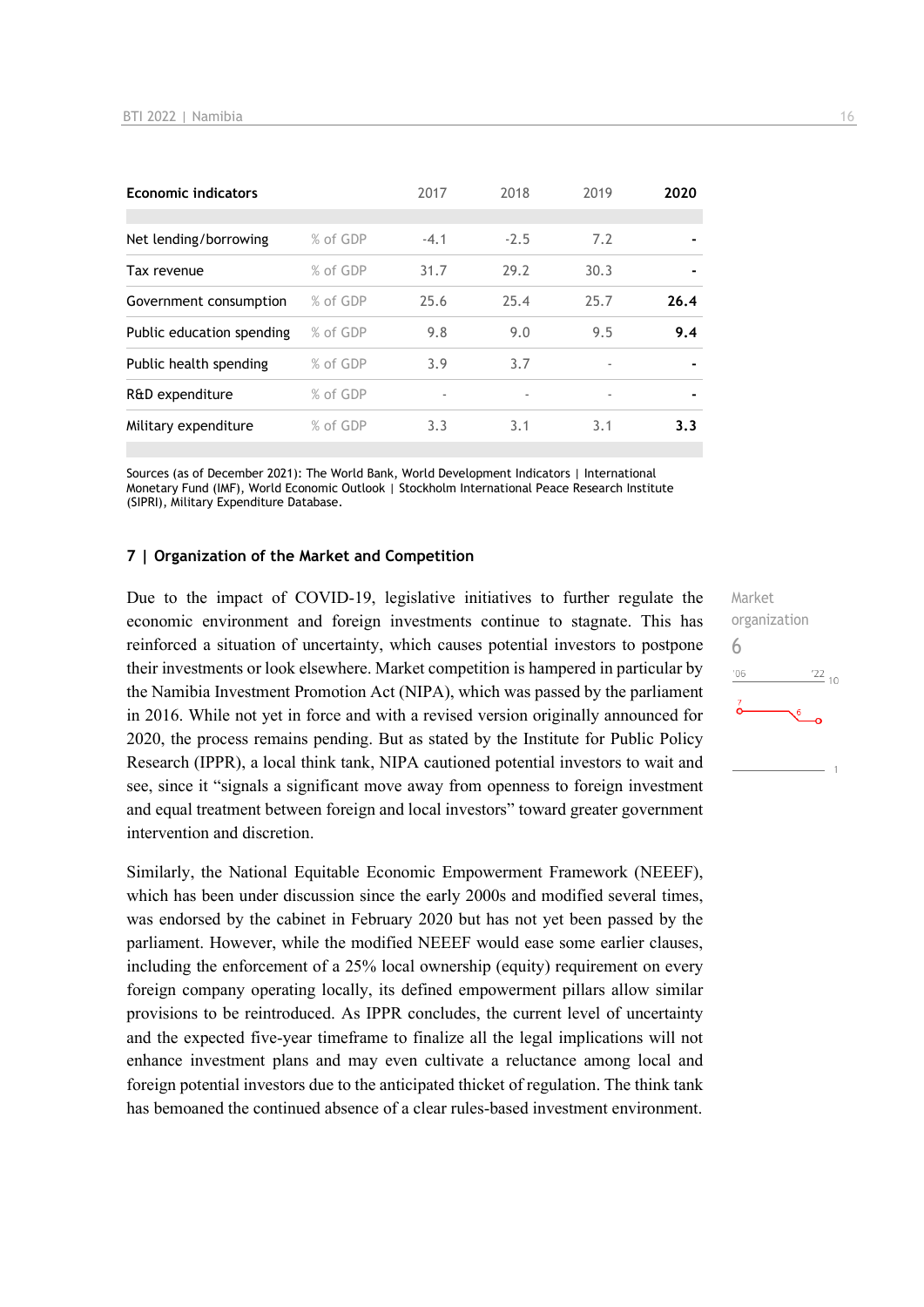| Economic indicators | | 2017 | 2018 | 2019 | 2020 |
|---|---|---|---|---|---|
| Net lending/borrowing | % of GDP | -4.1 | -2.5 | 7.2 | - |
| Tax revenue | % of GDP | 31.7 | 29.2 | 30.3 | - |
| Government consumption | % of GDP | 25.6 | 25.4 | 25.7 | 26.4 |
| Public education spending | % of GDP | 9.8 | 9.0 | 9.5 | 9.4 |
| Public health spending | % of GDP | 3.9 | 3.7 | - | - |
| R&D expenditure | % of GDP | - | - | - | - |
| Military expenditure | % of GDP | 3.3 | 3.1 | 3.1 | 3.3 |

Sources (as of December 2021): The World Bank, World Development Indicators | International Monetary Fund (IMF), World Economic Outlook | Stockholm International Peace Research Institute (SIPRI), Military Expenditure Database.

## 7 | Organization of the Market and Competition

Market organization
6

Due to the impact of COVID-19, legislative initiatives to further regulate the economic environment and foreign investments continue to stagnate. This has reinforced a situation of uncertainty, which causes potential investors to postpone their investments or look elsewhere. Market competition is hampered in particular by the Namibia Investment Promotion Act (NIPA), which was passed by the parliament in 2016. While not yet in force and with a revised version originally announced for 2020, the process remains pending. But as stated by the Institute for Public Policy Research (IPPR), a local think tank, NIPA cautioned potential investors to wait and see, since it "signals a significant move away from openness to foreign investment and equal treatment between foreign and local investors" toward greater government intervention and discretion.

Similarly, the National Equitable Economic Empowerment Framework (NEEEF), which has been under discussion since the early 2000s and modified several times, was endorsed by the cabinet in February 2020 but has not yet been passed by the parliament. However, while the modified NEEEF would ease some earlier clauses, including the enforcement of a 25% local ownership (equity) requirement on every foreign company operating locally, its defined empowerment pillars allow similar provisions to be reintroduced. As IPPR concludes, the current level of uncertainty and the expected five-year timeframe to finalize all the legal implications will not enhance investment plans and may even cultivate a reluctance among local and foreign potential investors due to the anticipated thicket of regulation. The think tank has bemoaned the continued absence of a clear rules-based investment environment.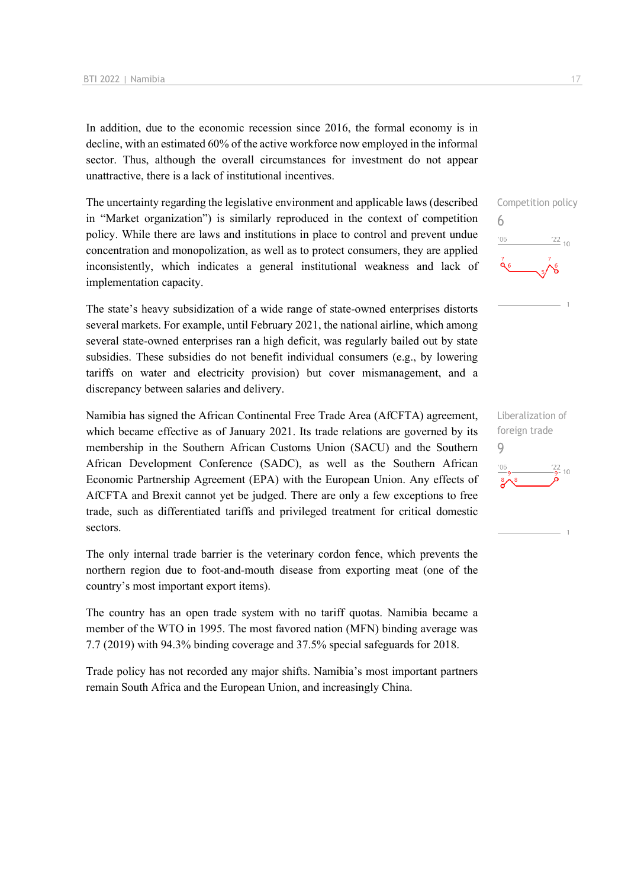In addition, due to the economic recession since 2016, the formal economy is in decline, with an estimated 60% of the active workforce now employed in the informal sector. Thus, although the overall circumstances for investment do not appear unattractive, there is a lack of institutional incentives.

Competition policy
6

The uncertainty regarding the legislative environment and applicable laws (described in "Market organization") is similarly reproduced in the context of competition policy. While there are laws and institutions in place to control and prevent undue concentration and monopolization, as well as to protect consumers, they are applied inconsistently, which indicates a general institutional weakness and lack of implementation capacity.

The state's heavy subsidization of a wide range of state-owned enterprises distorts several markets. For example, until February 2021, the national airline, which among several state-owned enterprises ran a high deficit, was regularly bailed out by state subsidies. These subsidies do not benefit individual consumers (e.g., by lowering tariffs on water and electricity provision) but cover mismanagement, and a discrepancy between salaries and delivery.

Liberalization of foreign trade
9

Namibia has signed the African Continental Free Trade Area (AfCFTA) agreement, which became effective as of January 2021. Its trade relations are governed by its membership in the Southern African Customs Union (SACU) and the Southern African Development Conference (SADC), as well as the Southern African Economic Partnership Agreement (EPA) with the European Union. Any effects of AfCFTA and Brexit cannot yet be judged. There are only a few exceptions to free trade, such as differentiated tariffs and privileged treatment for critical domestic sectors.

The only internal trade barrier is the veterinary cordon fence, which prevents the northern region due to foot-and-mouth disease from exporting meat (one of the country's most important export items).

The country has an open trade system with no tariff quotas. Namibia became a member of the WTO in 1995. The most favored nation (MFN) binding average was 7.7 (2019) with 94.3% binding coverage and 37.5% special safeguards for 2018.

Trade policy has not recorded any major shifts. Namibia's most important partners remain South Africa and the European Union, and increasingly China.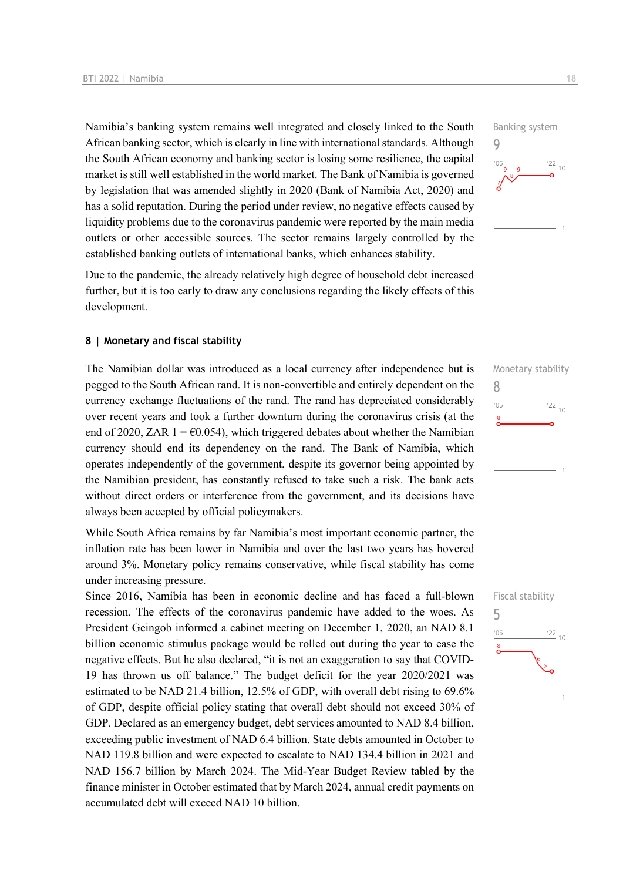Namibia's banking system remains well integrated and closely linked to the South African banking sector, which is clearly in line with international standards. Although the South African economy and banking sector is losing some resilience, the capital market is still well established in the world market. The Bank of Namibia is governed by legislation that was amended slightly in 2020 (Bank of Namibia Act, 2020) and has a solid reputation. During the period under review, no negative effects caused by liquidity problems due to the coronavirus pandemic were reported by the main media outlets or other accessible sources. The sector remains largely controlled by the established banking outlets of international banks, which enhances stability.

Banking system
9

Due to the pandemic, the already relatively high degree of household debt increased further, but it is too early to draw any conclusions regarding the likely effects of this development.

## 8 | Monetary and fiscal stability

The Namibian dollar was introduced as a local currency after independence but is pegged to the South African rand. It is non-convertible and entirely dependent on the currency exchange fluctuations of the rand. The rand has depreciated considerably over recent years and took a further downturn during the coronavirus crisis (at the end of 2020, ZAR 1 = €0.054), which triggered debates about whether the Namibian currency should end its dependency on the rand. The Bank of Namibia, which operates independently of the government, despite its governor being appointed by the Namibian president, has constantly refused to take such a risk. The bank acts without direct orders or interference from the government, and its decisions have always been accepted by official policymakers.

Monetary stability
8

While South Africa remains by far Namibia's most important economic partner, the inflation rate has been lower in Namibia and over the last two years has hovered around 3%. Monetary policy remains conservative, while fiscal stability has come under increasing pressure.

Since 2016, Namibia has been in economic decline and has faced a full-blown recession. The effects of the coronavirus pandemic have added to the woes. As President Geingob informed a cabinet meeting on December 1, 2020, an NAD 8.1 billion economic stimulus package would be rolled out during the year to ease the negative effects. But he also declared, "it is not an exaggeration to say that COVID-19 has thrown us off balance." The budget deficit for the year 2020/2021 was estimated to be NAD 21.4 billion, 12.5% of GDP, with overall debt rising to 69.6% of GDP, despite official policy stating that overall debt should not exceed 30% of GDP. Declared as an emergency budget, debt services amounted to NAD 8.4 billion, exceeding public investment of NAD 6.4 billion. State debts amounted in October to NAD 119.8 billion and were expected to escalate to NAD 134.4 billion in 2021 and NAD 156.7 billion by March 2024. The Mid-Year Budget Review tabled by the finance minister in October estimated that by March 2024, annual credit payments on accumulated debt will exceed NAD 10 billion.

Fiscal stability
5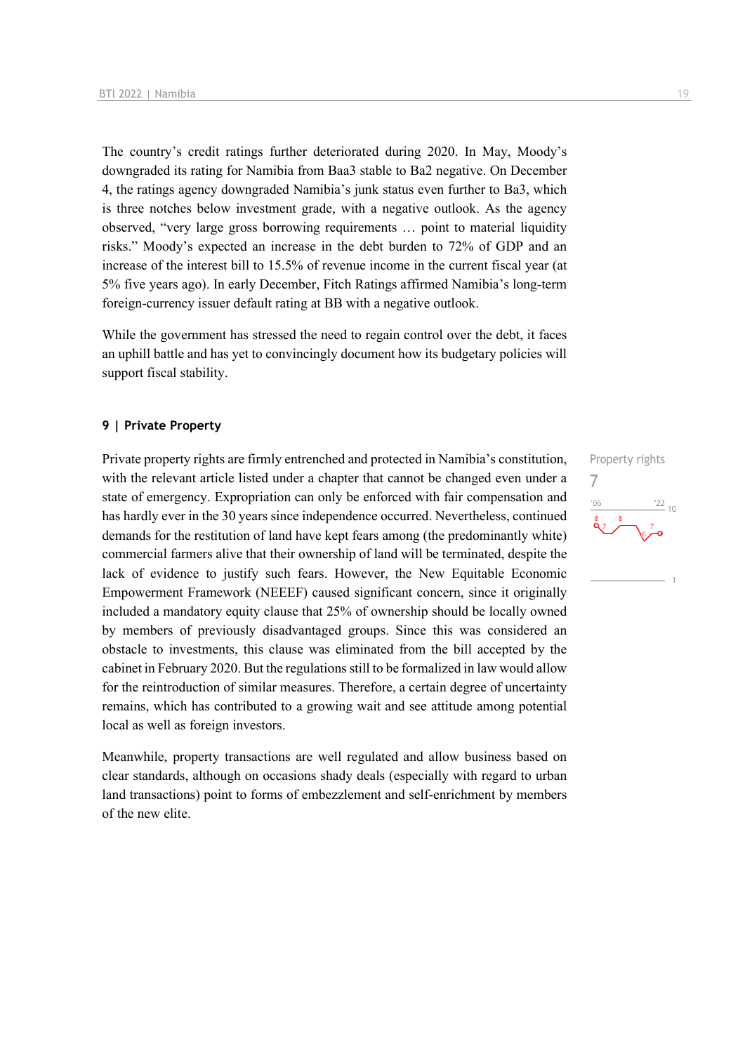The country's credit ratings further deteriorated during 2020. In May, Moody's downgraded its rating for Namibia from Baa3 stable to Ba2 negative. On December 4, the ratings agency downgraded Namibia's junk status even further to Ba3, which is three notches below investment grade, with a negative outlook. As the agency observed, "very large gross borrowing requirements … point to material liquidity risks." Moody's expected an increase in the debt burden to 72% of GDP and an increase of the interest bill to 15.5% of revenue income in the current fiscal year (at 5% five years ago). In early December, Fitch Ratings affirmed Namibia's long-term foreign-currency issuer default rating at BB with a negative outlook.

While the government has stressed the need to regain control over the debt, it faces an uphill battle and has yet to convincingly document how its budgetary policies will support fiscal stability.

## 9 | Private Property

Property rights
7

Private property rights are firmly entrenched and protected in Namibia's constitution, with the relevant article listed under a chapter that cannot be changed even under a state of emergency. Expropriation can only be enforced with fair compensation and has hardly ever in the 30 years since independence occurred. Nevertheless, continued demands for the restitution of land have kept fears among (the predominantly white) commercial farmers alive that their ownership of land will be terminated, despite the lack of evidence to justify such fears. However, the New Equitable Economic Empowerment Framework (NEEEF) caused significant concern, since it originally included a mandatory equity clause that 25% of ownership should be locally owned by members of previously disadvantaged groups. Since this was considered an obstacle to investments, this clause was eliminated from the bill accepted by the cabinet in February 2020. But the regulations still to be formalized in law would allow for the reintroduction of similar measures. Therefore, a certain degree of uncertainty remains, which has contributed to a growing wait and see attitude among potential local as well as foreign investors.

Meanwhile, property transactions are well regulated and allow business based on clear standards, although on occasions shady deals (especially with regard to urban land transactions) point to forms of embezzlement and self-enrichment by members of the new elite.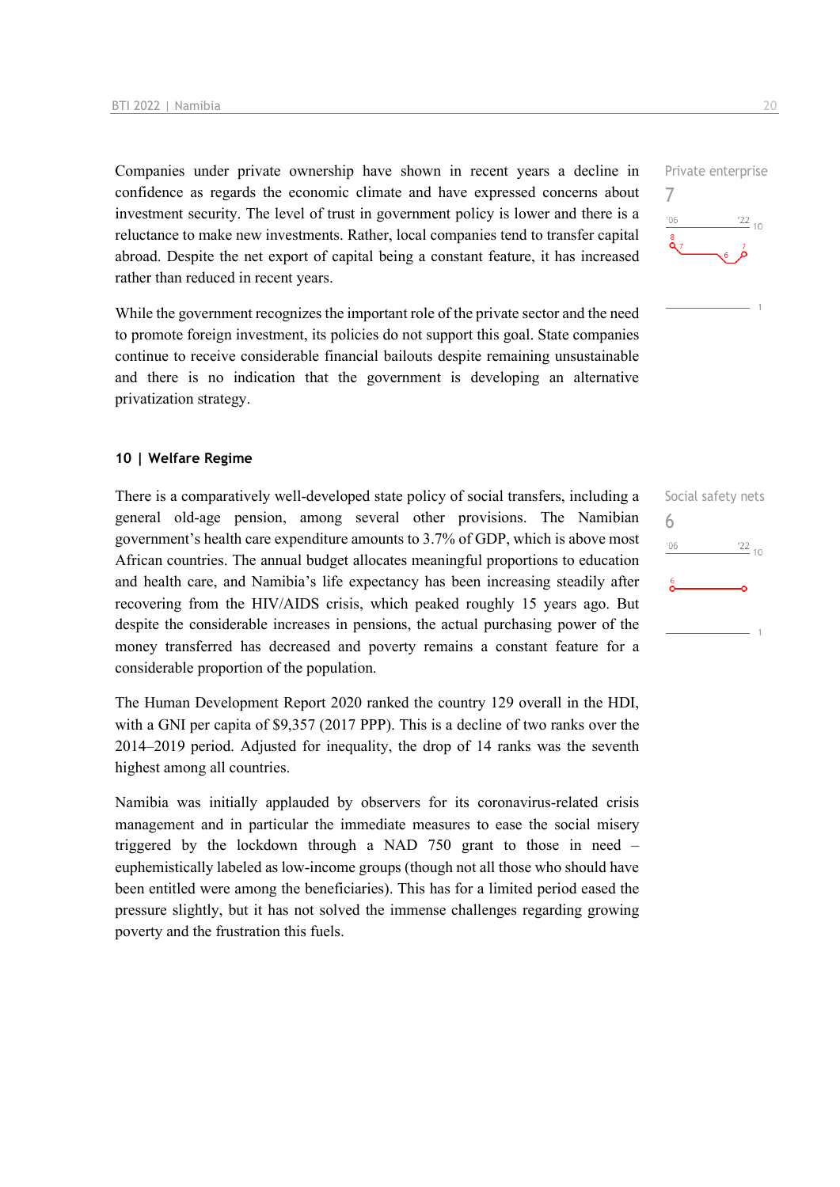Companies under private ownership have shown in recent years a decline in confidence as regards the economic climate and have expressed concerns about investment security. The level of trust in government policy is lower and there is a reluctance to make new investments. Rather, local companies tend to transfer capital abroad. Despite the net export of capital being a constant feature, it has increased rather than reduced in recent years.

Private enterprise
7

While the government recognizes the important role of the private sector and the need to promote foreign investment, its policies do not support this goal. State companies continue to receive considerable financial bailouts despite remaining unsustainable and there is no indication that the government is developing an alternative privatization strategy.

### 10 | Welfare Regime

There is a comparatively well-developed state policy of social transfers, including a general old-age pension, among several other provisions. The Namibian government's health care expenditure amounts to 3.7% of GDP, which is above most African countries. The annual budget allocates meaningful proportions to education and health care, and Namibia's life expectancy has been increasing steadily after recovering from the HIV/AIDS crisis, which peaked roughly 15 years ago. But despite the considerable increases in pensions, the actual purchasing power of the money transferred has decreased and poverty remains a constant feature for a considerable proportion of the population.

Social safety nets
6

The Human Development Report 2020 ranked the country 129 overall in the HDI, with a GNI per capita of $9,357 (2017 PPP). This is a decline of two ranks over the 2014–2019 period. Adjusted for inequality, the drop of 14 ranks was the seventh highest among all countries.

Namibia was initially applauded by observers for its coronavirus-related crisis management and in particular the immediate measures to ease the social misery triggered by the lockdown through a NAD 750 grant to those in need – euphemistically labeled as low-income groups (though not all those who should have been entitled were among the beneficiaries). This has for a limited period eased the pressure slightly, but it has not solved the immense challenges regarding growing poverty and the frustration this fuels.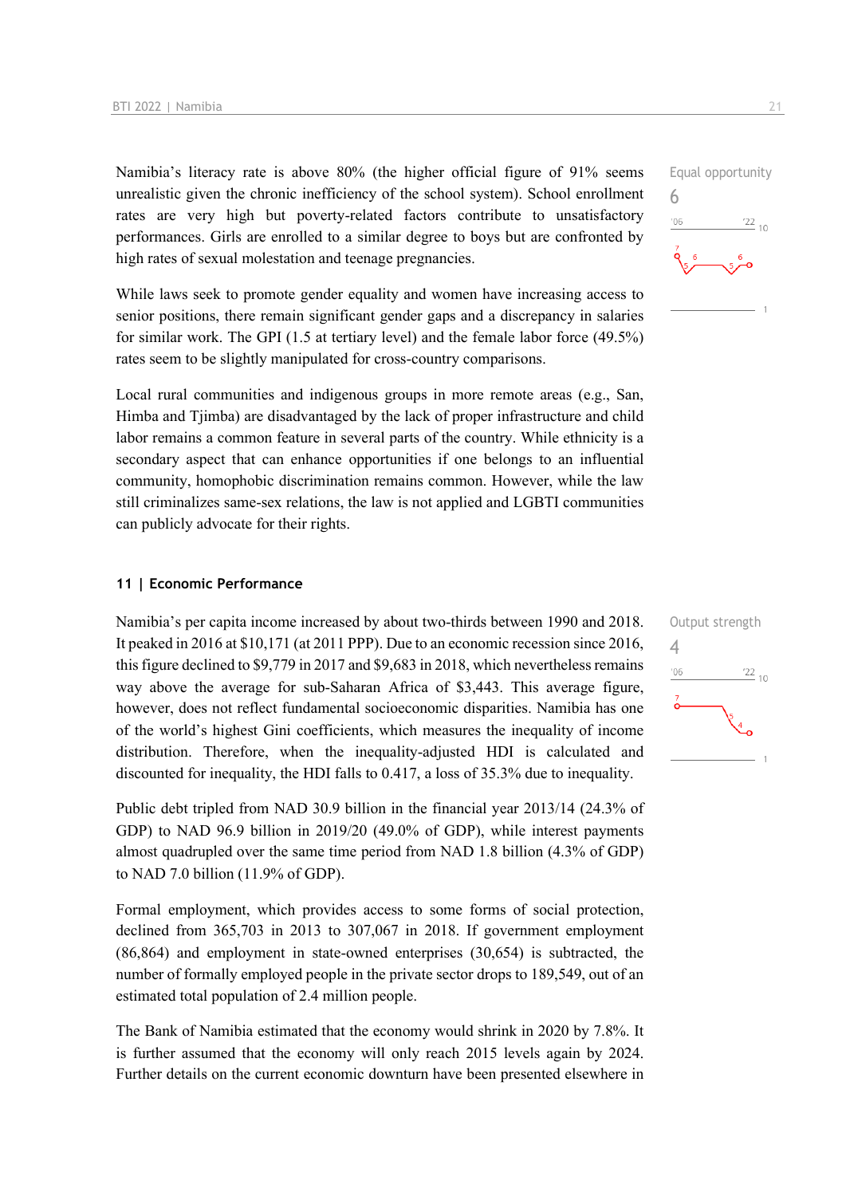Namibia's literacy rate is above 80% (the higher official figure of 91% seems unrealistic given the chronic inefficiency of the school system). School enrollment rates are very high but poverty-related factors contribute to unsatisfactory performances. Girls are enrolled to a similar degree to boys but are confronted by high rates of sexual molestation and teenage pregnancies.

Equal opportunity
6

While laws seek to promote gender equality and women have increasing access to senior positions, there remain significant gender gaps and a discrepancy in salaries for similar work. The GPI (1.5 at tertiary level) and the female labor force (49.5%) rates seem to be slightly manipulated for cross-country comparisons.

Local rural communities and indigenous groups in more remote areas (e.g., San, Himba and Tjimba) are disadvantaged by the lack of proper infrastructure and child labor remains a common feature in several parts of the country. While ethnicity is a secondary aspect that can enhance opportunities if one belongs to an influential community, homophobic discrimination remains common. However, while the law still criminalizes same-sex relations, the law is not applied and LGBTI communities can publicly advocate for their rights.

## 11 | Economic Performance

Namibia's per capita income increased by about two-thirds between 1990 and 2018. It peaked in 2016 at $10,171 (at 2011 PPP). Due to an economic recession since 2016, this figure declined to $9,779 in 2017 and $9,683 in 2018, which nevertheless remains way above the average for sub-Saharan Africa of $3,443. This average figure, however, does not reflect fundamental socioeconomic disparities. Namibia has one of the world's highest Gini coefficients, which measures the inequality of income distribution. Therefore, when the inequality-adjusted HDI is calculated and discounted for inequality, the HDI falls to 0.417, a loss of 35.3% due to inequality.

Output strength
4

Public debt tripled from NAD 30.9 billion in the financial year 2013/14 (24.3% of GDP) to NAD 96.9 billion in 2019/20 (49.0% of GDP), while interest payments almost quadrupled over the same time period from NAD 1.8 billion (4.3% of GDP) to NAD 7.0 billion (11.9% of GDP).

Formal employment, which provides access to some forms of social protection, declined from 365,703 in 2013 to 307,067 in 2018. If government employment (86,864) and employment in state-owned enterprises (30,654) is subtracted, the number of formally employed people in the private sector drops to 189,549, out of an estimated total population of 2.4 million people.

The Bank of Namibia estimated that the economy would shrink in 2020 by 7.8%. It is further assumed that the economy will only reach 2015 levels again by 2024. Further details on the current economic downturn have been presented elsewhere in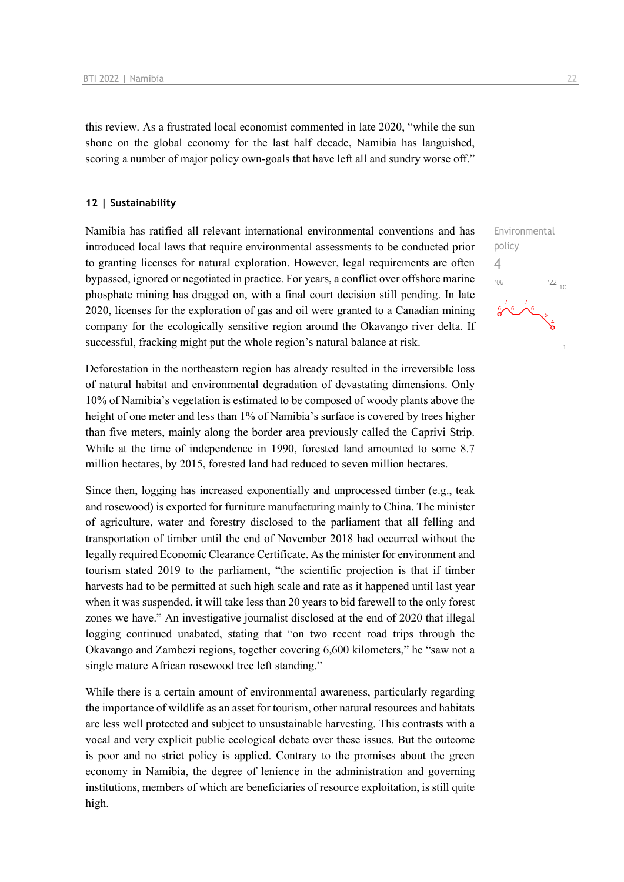this review. As a frustrated local economist commented in late 2020, "while the sun shone on the global economy for the last half decade, Namibia has languished, scoring a number of major policy own-goals that have left all and sundry worse off."

## 12 | Sustainability

Environmental policy
4

Namibia has ratified all relevant international environmental conventions and has introduced local laws that require environmental assessments to be conducted prior to granting licenses for natural exploration. However, legal requirements are often bypassed, ignored or negotiated in practice. For years, a conflict over offshore marine phosphate mining has dragged on, with a final court decision still pending. In late 2020, licenses for the exploration of gas and oil were granted to a Canadian mining company for the ecologically sensitive region around the Okavango river delta. If successful, fracking might put the whole region's natural balance at risk.

Deforestation in the northeastern region has already resulted in the irreversible loss of natural habitat and environmental degradation of devastating dimensions. Only 10% of Namibia's vegetation is estimated to be composed of woody plants above the height of one meter and less than 1% of Namibia's surface is covered by trees higher than five meters, mainly along the border area previously called the Caprivi Strip. While at the time of independence in 1990, forested land amounted to some 8.7 million hectares, by 2015, forested land had reduced to seven million hectares.

Since then, logging has increased exponentially and unprocessed timber (e.g., teak and rosewood) is exported for furniture manufacturing mainly to China. The minister of agriculture, water and forestry disclosed to the parliament that all felling and transportation of timber until the end of November 2018 had occurred without the legally required Economic Clearance Certificate. As the minister for environment and tourism stated 2019 to the parliament, "the scientific projection is that if timber harvests had to be permitted at such high scale and rate as it happened until last year when it was suspended, it will take less than 20 years to bid farewell to the only forest zones we have." An investigative journalist disclosed at the end of 2020 that illegal logging continued unabated, stating that "on two recent road trips through the Okavango and Zambezi regions, together covering 6,600 kilometers," he "saw not a single mature African rosewood tree left standing."

While there is a certain amount of environmental awareness, particularly regarding the importance of wildlife as an asset for tourism, other natural resources and habitats are less well protected and subject to unsustainable harvesting. This contrasts with a vocal and very explicit public ecological debate over these issues. But the outcome is poor and no strict policy is applied. Contrary to the promises about the green economy in Namibia, the degree of lenience in the administration and governing institutions, members of which are beneficiaries of resource exploitation, is still quite high.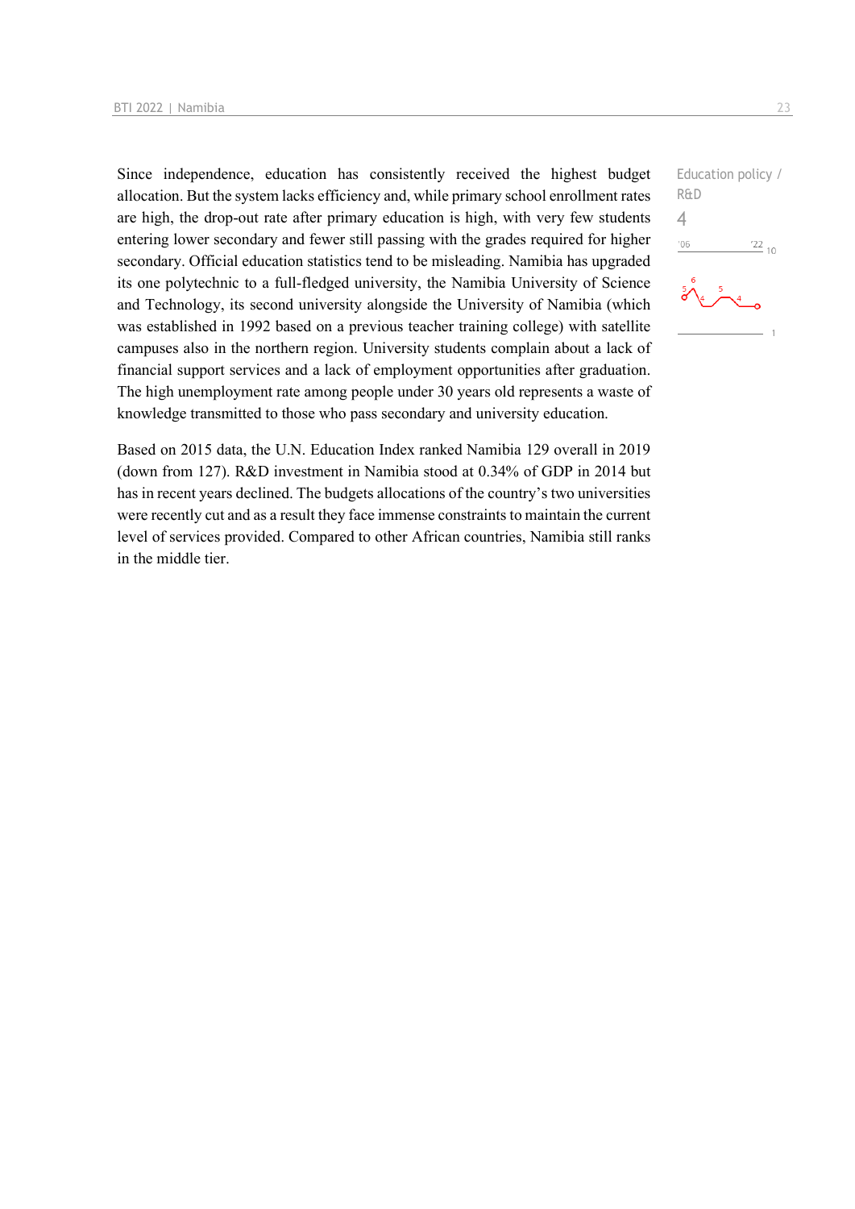Since independence, education has consistently received the highest budget allocation. But the system lacks efficiency and, while primary school enrollment rates are high, the drop-out rate after primary education is high, with very few students entering lower secondary and fewer still passing with the grades required for higher secondary. Official education statistics tend to be misleading. Namibia has upgraded its one polytechnic to a full-fledged university, the Namibia University of Science and Technology, its second university alongside the University of Namibia (which was established in 1992 based on a previous teacher training college) with satellite campuses also in the northern region. University students complain about a lack of financial support services and a lack of employment opportunities after graduation. The high unemployment rate among people under 30 years old represents a waste of knowledge transmitted to those who pass secondary and university education.

Education policy / R&D

4

Based on 2015 data, the U.N. Education Index ranked Namibia 129 overall in 2019 (down from 127). R&D investment in Namibia stood at 0.34% of GDP in 2014 but has in recent years declined. The budgets allocations of the country's two universities were recently cut and as a result they face immense constraints to maintain the current level of services provided. Compared to other African countries, Namibia still ranks in the middle tier.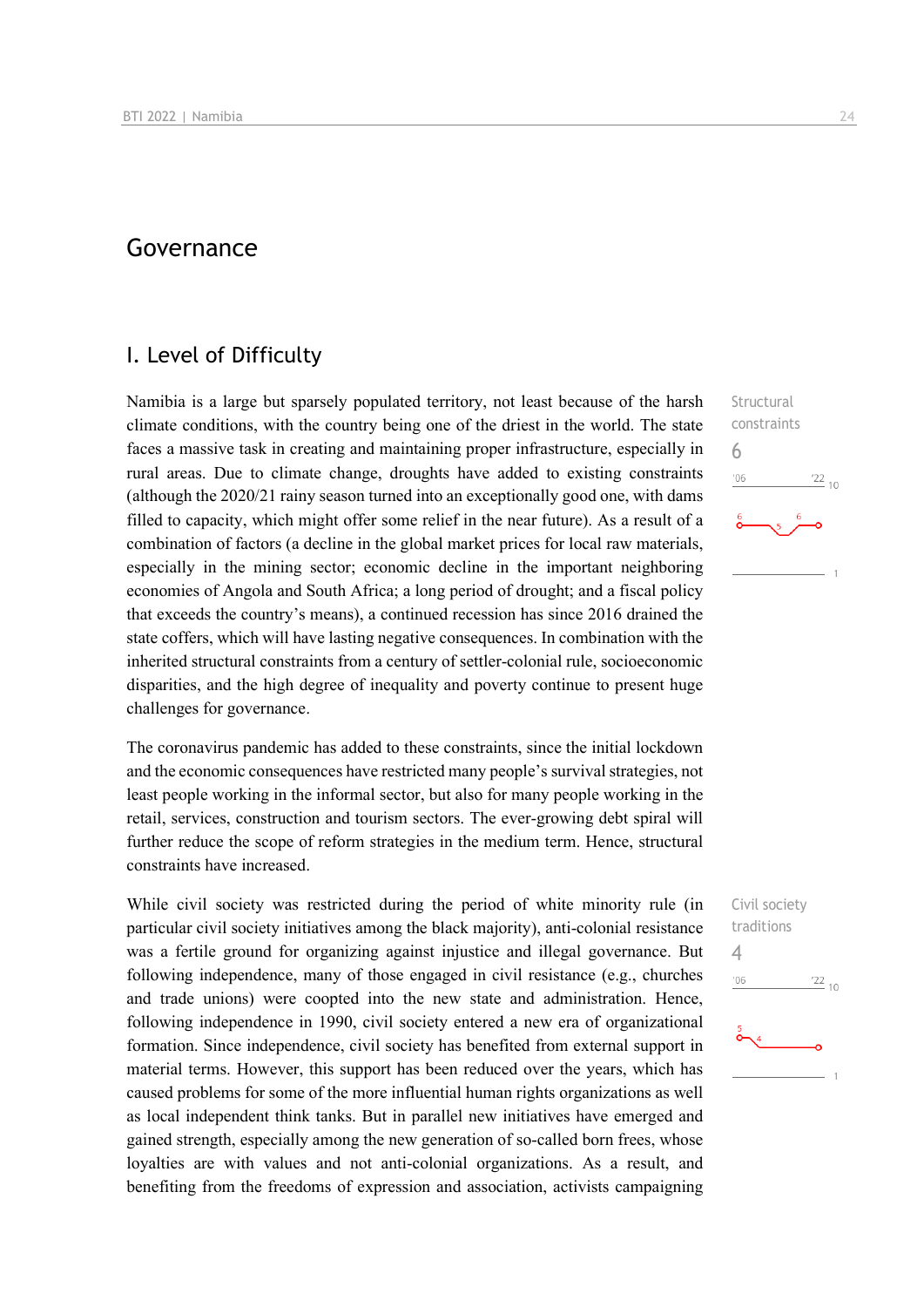# Governance

## I. Level of Difficulty

Structural constraints

6

Namibia is a large but sparsely populated territory, not least because of the harsh climate conditions, with the country being one of the driest in the world. The state faces a massive task in creating and maintaining proper infrastructure, especially in rural areas. Due to climate change, droughts have added to existing constraints (although the 2020/21 rainy season turned into an exceptionally good one, with dams filled to capacity, which might offer some relief in the near future). As a result of a combination of factors (a decline in the global market prices for local raw materials, especially in the mining sector; economic decline in the important neighboring economies of Angola and South Africa; a long period of drought; and a fiscal policy that exceeds the country's means), a continued recession has since 2016 drained the state coffers, which will have lasting negative consequences. In combination with the inherited structural constraints from a century of settler-colonial rule, socioeconomic disparities, and the high degree of inequality and poverty continue to present huge challenges for governance.

The coronavirus pandemic has added to these constraints, since the initial lockdown and the economic consequences have restricted many people's survival strategies, not least people working in the informal sector, but also for many people working in the retail, services, construction and tourism sectors. The ever-growing debt spiral will further reduce the scope of reform strategies in the medium term. Hence, structural constraints have increased.

Civil society traditions

4

While civil society was restricted during the period of white minority rule (in particular civil society initiatives among the black majority), anti-colonial resistance was a fertile ground for organizing against injustice and illegal governance. But following independence, many of those engaged in civil resistance (e.g., churches and trade unions) were coopted into the new state and administration. Hence, following independence in 1990, civil society entered a new era of organizational formation. Since independence, civil society has benefited from external support in material terms. However, this support has been reduced over the years, which has caused problems for some of the more influential human rights organizations as well as local independent think tanks. But in parallel new initiatives have emerged and gained strength, especially among the new generation of so-called born frees, whose loyalties are with values and not anti-colonial organizations. As a result, and benefiting from the freedoms of expression and association, activists campaigning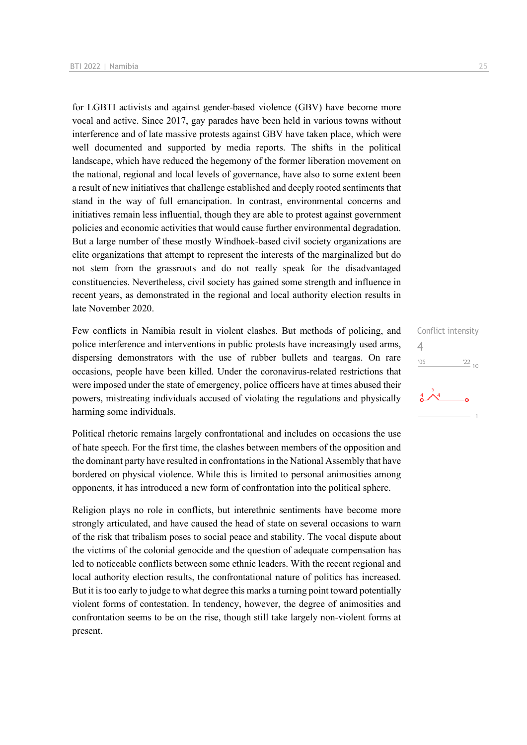for LGBTI activists and against gender-based violence (GBV) have become more vocal and active. Since 2017, gay parades have been held in various towns without interference and of late massive protests against GBV have taken place, which were well documented and supported by media reports. The shifts in the political landscape, which have reduced the hegemony of the former liberation movement on the national, regional and local levels of governance, have also to some extent been a result of new initiatives that challenge established and deeply rooted sentiments that stand in the way of full emancipation. In contrast, environmental concerns and initiatives remain less influential, though they are able to protest against government policies and economic activities that would cause further environmental degradation. But a large number of these mostly Windhoek-based civil society organizations are elite organizations that attempt to represent the interests of the marginalized but do not stem from the grassroots and do not really speak for the disadvantaged constituencies. Nevertheless, civil society has gained some strength and influence in recent years, as demonstrated in the regional and local authority election results in late November 2020.

Conflict intensity
4

Few conflicts in Namibia result in violent clashes. But methods of policing, and police interference and interventions in public protests have increasingly used arms, dispersing demonstrators with the use of rubber bullets and teargas. On rare occasions, people have been killed. Under the coronavirus-related restrictions that were imposed under the state of emergency, police officers have at times abused their powers, mistreating individuals accused of violating the regulations and physically harming some individuals.

Political rhetoric remains largely confrontational and includes on occasions the use of hate speech. For the first time, the clashes between members of the opposition and the dominant party have resulted in confrontations in the National Assembly that have bordered on physical violence. While this is limited to personal animosities among opponents, it has introduced a new form of confrontation into the political sphere.

Religion plays no role in conflicts, but interethnic sentiments have become more strongly articulated, and have caused the head of state on several occasions to warn of the risk that tribalism poses to social peace and stability. The vocal dispute about the victims of the colonial genocide and the question of adequate compensation has led to noticeable conflicts between some ethnic leaders. With the recent regional and local authority election results, the confrontational nature of politics has increased. But it is too early to judge to what degree this marks a turning point toward potentially violent forms of contestation. In tendency, however, the degree of animosities and confrontation seems to be on the rise, though still take largely non-violent forms at present.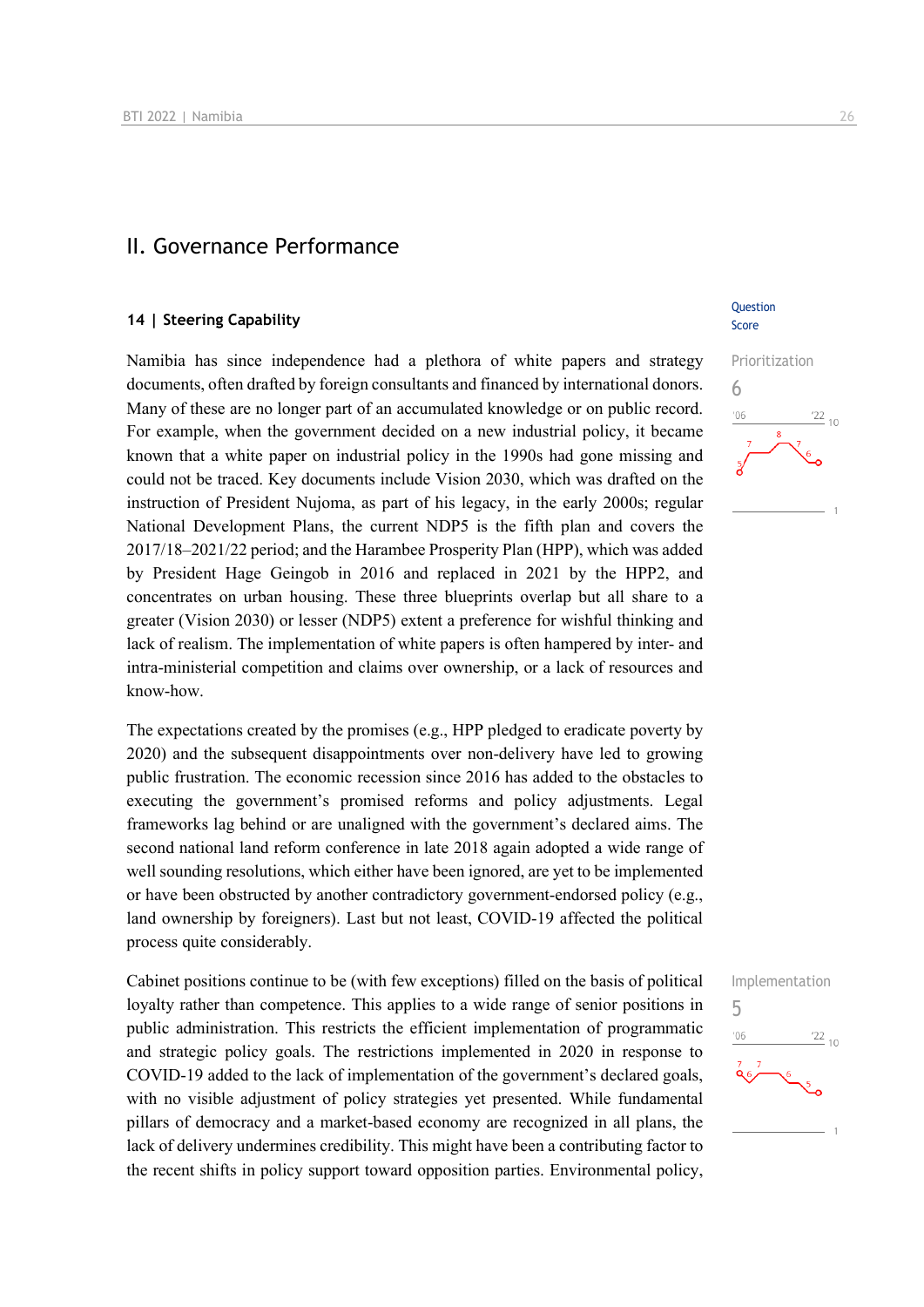## II. Governance Performance

### 14 | Steering Capability

Question Score

Namibia has since independence had a plethora of white papers and strategy documents, often drafted by foreign consultants and financed by international donors. Many of these are no longer part of an accumulated knowledge or on public record. For example, when the government decided on a new industrial policy, it became known that a white paper on industrial policy in the 1990s had gone missing and could not be traced. Key documents include Vision 2030, which was drafted on the instruction of President Nujoma, as part of his legacy, in the early 2000s; regular National Development Plans, the current NDP5 is the fifth plan and covers the 2017/18–2021/22 period; and the Harambee Prosperity Plan (HPP), which was added by President Hage Geingob in 2016 and replaced in 2021 by the HPP2, and concentrates on urban housing. These three blueprints overlap but all share to a greater (Vision 2030) or lesser (NDP5) extent a preference for wishful thinking and lack of realism. The implementation of white papers is often hampered by inter- and intra-ministerial competition and claims over ownership, or a lack of resources and know-how.

Prioritization
6

The expectations created by the promises (e.g., HPP pledged to eradicate poverty by 2020) and the subsequent disappointments over non-delivery have led to growing public frustration. The economic recession since 2016 has added to the obstacles to executing the government's promised reforms and policy adjustments. Legal frameworks lag behind or are unaligned with the government's declared aims. The second national land reform conference in late 2018 again adopted a wide range of well sounding resolutions, which either have been ignored, are yet to be implemented or have been obstructed by another contradictory government-endorsed policy (e.g., land ownership by foreigners). Last but not least, COVID-19 affected the political process quite considerably.

Cabinet positions continue to be (with few exceptions) filled on the basis of political loyalty rather than competence. This applies to a wide range of senior positions in public administration. This restricts the efficient implementation of programmatic and strategic policy goals. The restrictions implemented in 2020 in response to COVID-19 added to the lack of implementation of the government's declared goals, with no visible adjustment of policy strategies yet presented. While fundamental pillars of democracy and a market-based economy are recognized in all plans, the lack of delivery undermines credibility. This might have been a contributing factor to the recent shifts in policy support toward opposition parties. Environmental policy,

Implementation
5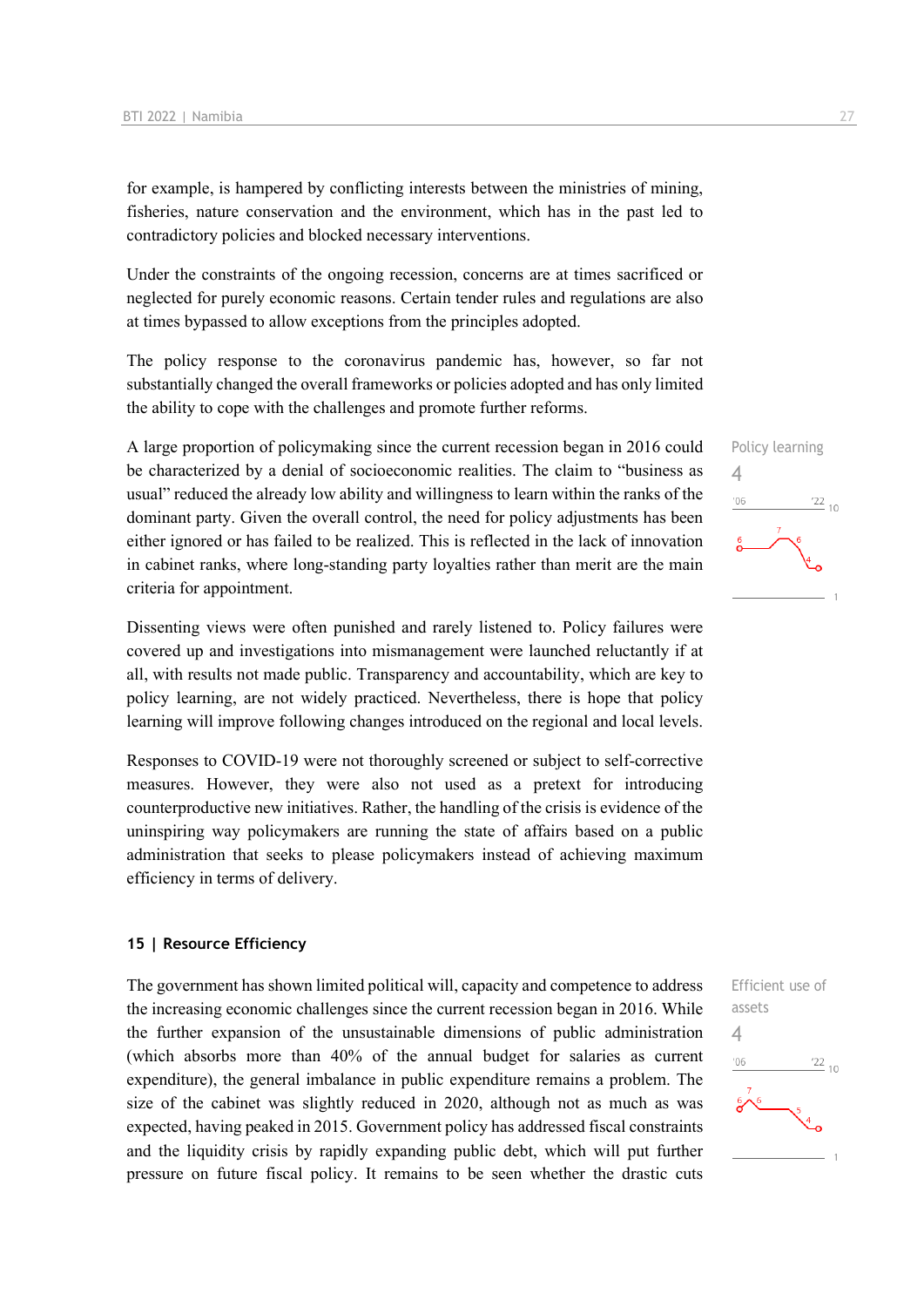for example, is hampered by conflicting interests between the ministries of mining, fisheries, nature conservation and the environment, which has in the past led to contradictory policies and blocked necessary interventions.

Under the constraints of the ongoing recession, concerns are at times sacrificed or neglected for purely economic reasons. Certain tender rules and regulations are also at times bypassed to allow exceptions from the principles adopted.

The policy response to the coronavirus pandemic has, however, so far not substantially changed the overall frameworks or policies adopted and has only limited the ability to cope with the challenges and promote further reforms.

Policy learning
4

A large proportion of policymaking since the current recession began in 2016 could be characterized by a denial of socioeconomic realities. The claim to "business as usual" reduced the already low ability and willingness to learn within the ranks of the dominant party. Given the overall control, the need for policy adjustments has been either ignored or has failed to be realized. This is reflected in the lack of innovation in cabinet ranks, where long-standing party loyalties rather than merit are the main criteria for appointment.

Dissenting views were often punished and rarely listened to. Policy failures were covered up and investigations into mismanagement were launched reluctantly if at all, with results not made public. Transparency and accountability, which are key to policy learning, are not widely practiced. Nevertheless, there is hope that policy learning will improve following changes introduced on the regional and local levels.

Responses to COVID-19 were not thoroughly screened or subject to self-corrective measures. However, they were also not used as a pretext for introducing counterproductive new initiatives. Rather, the handling of the crisis is evidence of the uninspiring way policymakers are running the state of affairs based on a public administration that seeks to please policymakers instead of achieving maximum efficiency in terms of delivery.

## 15 | Resource Efficiency

Efficient use of assets
4

The government has shown limited political will, capacity and competence to address the increasing economic challenges since the current recession began in 2016. While the further expansion of the unsustainable dimensions of public administration (which absorbs more than 40% of the annual budget for salaries as current expenditure), the general imbalance in public expenditure remains a problem. The size of the cabinet was slightly reduced in 2020, although not as much as was expected, having peaked in 2015. Government policy has addressed fiscal constraints and the liquidity crisis by rapidly expanding public debt, which will put further pressure on future fiscal policy. It remains to be seen whether the drastic cuts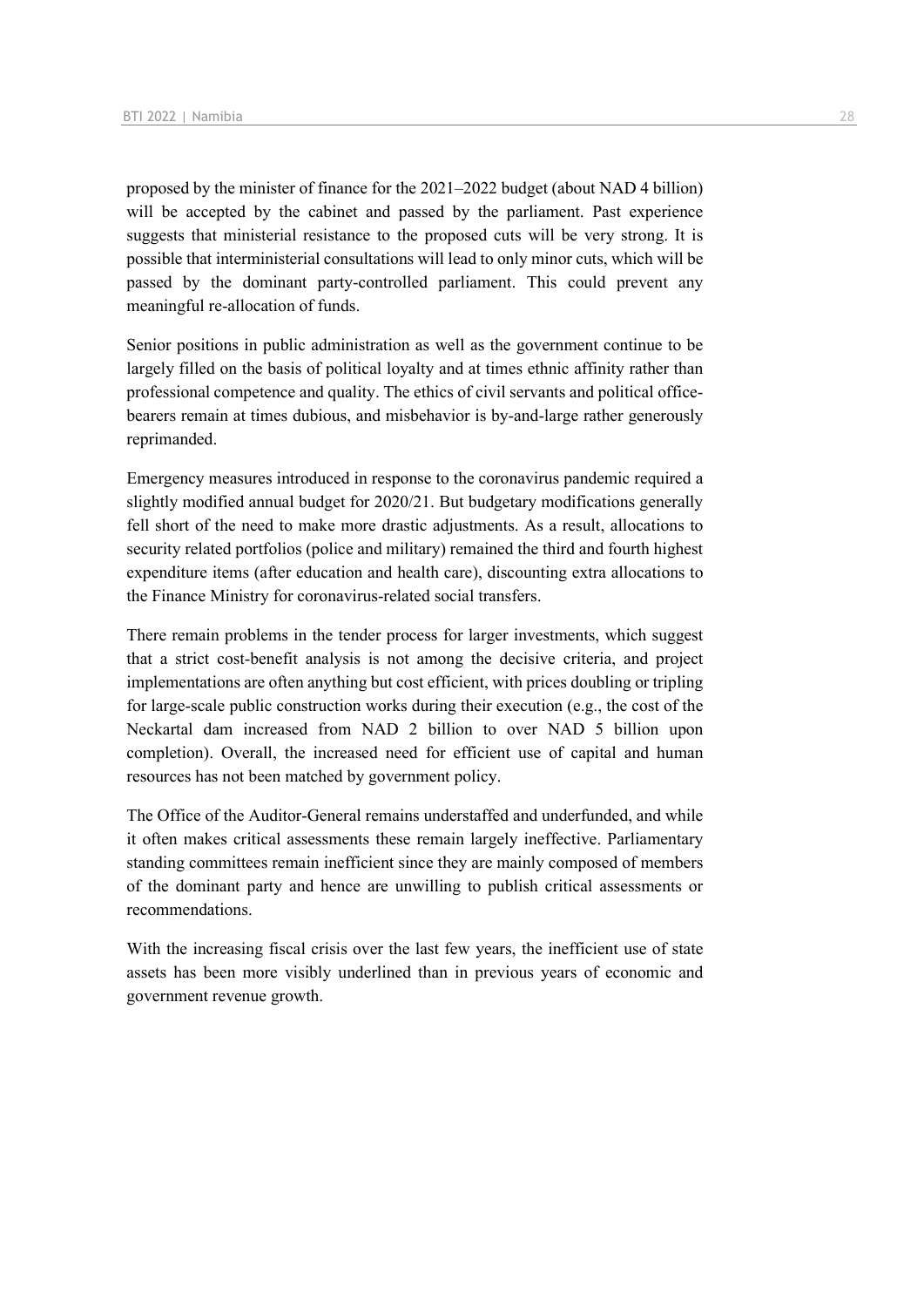proposed by the minister of finance for the 2021–2022 budget (about NAD 4 billion) will be accepted by the cabinet and passed by the parliament. Past experience suggests that ministerial resistance to the proposed cuts will be very strong. It is possible that interministerial consultations will lead to only minor cuts, which will be passed by the dominant party-controlled parliament. This could prevent any meaningful re-allocation of funds.

Senior positions in public administration as well as the government continue to be largely filled on the basis of political loyalty and at times ethnic affinity rather than professional competence and quality. The ethics of civil servants and political office-bearers remain at times dubious, and misbehavior is by-and-large rather generously reprimanded.

Emergency measures introduced in response to the coronavirus pandemic required a slightly modified annual budget for 2020/21. But budgetary modifications generally fell short of the need to make more drastic adjustments. As a result, allocations to security related portfolios (police and military) remained the third and fourth highest expenditure items (after education and health care), discounting extra allocations to the Finance Ministry for coronavirus-related social transfers.

There remain problems in the tender process for larger investments, which suggest that a strict cost-benefit analysis is not among the decisive criteria, and project implementations are often anything but cost efficient, with prices doubling or tripling for large-scale public construction works during their execution (e.g., the cost of the Neckartal dam increased from NAD 2 billion to over NAD 5 billion upon completion). Overall, the increased need for efficient use of capital and human resources has not been matched by government policy.

The Office of the Auditor-General remains understaffed and underfunded, and while it often makes critical assessments these remain largely ineffective. Parliamentary standing committees remain inefficient since they are mainly composed of members of the dominant party and hence are unwilling to publish critical assessments or recommendations.

With the increasing fiscal crisis over the last few years, the inefficient use of state assets has been more visibly underlined than in previous years of economic and government revenue growth.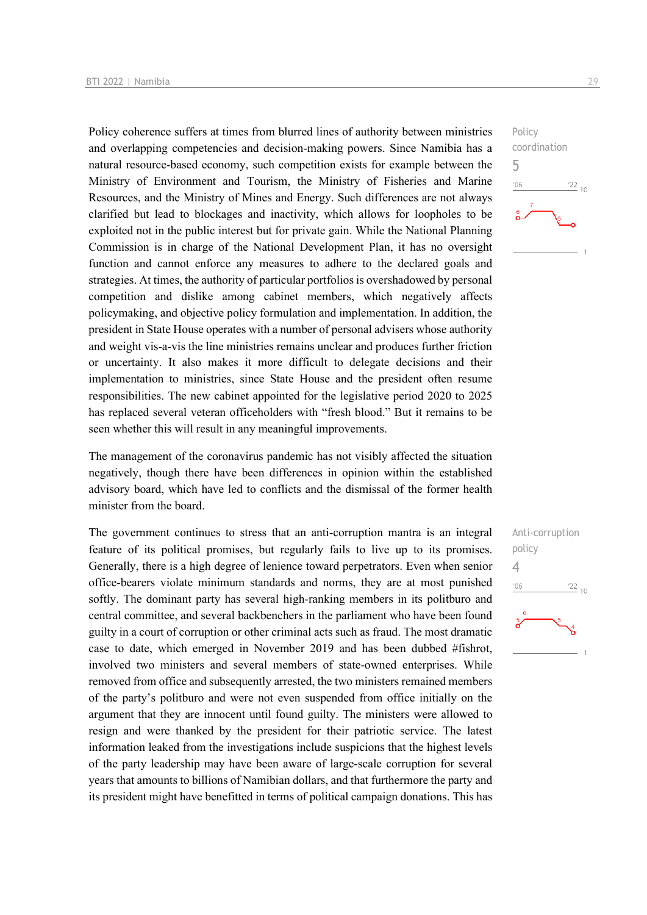Policy coordination
5

Policy coherence suffers at times from blurred lines of authority between ministries and overlapping competencies and decision-making powers. Since Namibia has a natural resource-based economy, such competition exists for example between the Ministry of Environment and Tourism, the Ministry of Fisheries and Marine Resources, and the Ministry of Mines and Energy. Such differences are not always clarified but lead to blockages and inactivity, which allows for loopholes to be exploited not in the public interest but for private gain. While the National Planning Commission is in charge of the National Development Plan, it has no oversight function and cannot enforce any measures to adhere to the declared goals and strategies. At times, the authority of particular portfolios is overshadowed by personal competition and dislike among cabinet members, which negatively affects policymaking, and objective policy formulation and implementation. In addition, the president in State House operates with a number of personal advisers whose authority and weight vis-a-vis the line ministries remains unclear and produces further friction or uncertainty. It also makes it more difficult to delegate decisions and their implementation to ministries, since State House and the president often resume responsibilities. The new cabinet appointed for the legislative period 2020 to 2025 has replaced several veteran officeholders with "fresh blood." But it remains to be seen whether this will result in any meaningful improvements.

The management of the coronavirus pandemic has not visibly affected the situation negatively, though there have been differences in opinion within the established advisory board, which have led to conflicts and the dismissal of the former health minister from the board.

Anti-corruption policy
4

The government continues to stress that an anti-corruption mantra is an integral feature of its political promises, but regularly fails to live up to its promises. Generally, there is a high degree of lenience toward perpetrators. Even when senior office-bearers violate minimum standards and norms, they are at most punished softly. The dominant party has several high-ranking members in its politburo and central committee, and several backbenchers in the parliament who have been found guilty in a court of corruption or other criminal acts such as fraud. The most dramatic case to date, which emerged in November 2019 and has been dubbed #fishrot, involved two ministers and several members of state-owned enterprises. While removed from office and subsequently arrested, the two ministers remained members of the party's politburo and were not even suspended from office initially on the argument that they are innocent until found guilty. The ministers were allowed to resign and were thanked by the president for their patriotic service. The latest information leaked from the investigations include suspicions that the highest levels of the party leadership may have been aware of large-scale corruption for several years that amounts to billions of Namibian dollars, and that furthermore the party and its president might have benefitted in terms of political campaign donations. This has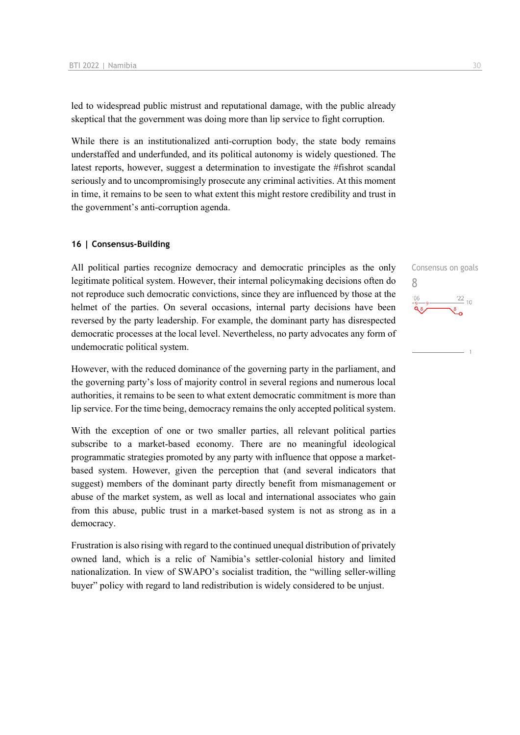led to widespread public mistrust and reputational damage, with the public already skeptical that the government was doing more than lip service to fight corruption.

While there is an institutionalized anti-corruption body, the state body remains understaffed and underfunded, and its political autonomy is widely questioned. The latest reports, however, suggest a determination to investigate the #fishrot scandal seriously and to uncompromisingly prosecute any criminal activities. At this moment in time, it remains to be seen to what extent this might restore credibility and trust in the government's anti-corruption agenda.

#### 16 | Consensus-Building

Consensus on goals

8

All political parties recognize democracy and democratic principles as the only legitimate political system. However, their internal policymaking decisions often do not reproduce such democratic convictions, since they are influenced by those at the helmet of the parties. On several occasions, internal party decisions have been reversed by the party leadership. For example, the dominant party has disrespected democratic processes at the local level. Nevertheless, no party advocates any form of undemocratic political system.

However, with the reduced dominance of the governing party in the parliament, and the governing party's loss of majority control in several regions and numerous local authorities, it remains to be seen to what extent democratic commitment is more than lip service. For the time being, democracy remains the only accepted political system.

With the exception of one or two smaller parties, all relevant political parties subscribe to a market-based economy. There are no meaningful ideological programmatic strategies promoted by any party with influence that oppose a market-based system. However, given the perception that (and several indicators that suggest) members of the dominant party directly benefit from mismanagement or abuse of the market system, as well as local and international associates who gain from this abuse, public trust in a market-based system is not as strong as in a democracy.

Frustration is also rising with regard to the continued unequal distribution of privately owned land, which is a relic of Namibia's settler-colonial history and limited nationalization. In view of SWAPO's socialist tradition, the "willing seller-willing buyer" policy with regard to land redistribution is widely considered to be unjust.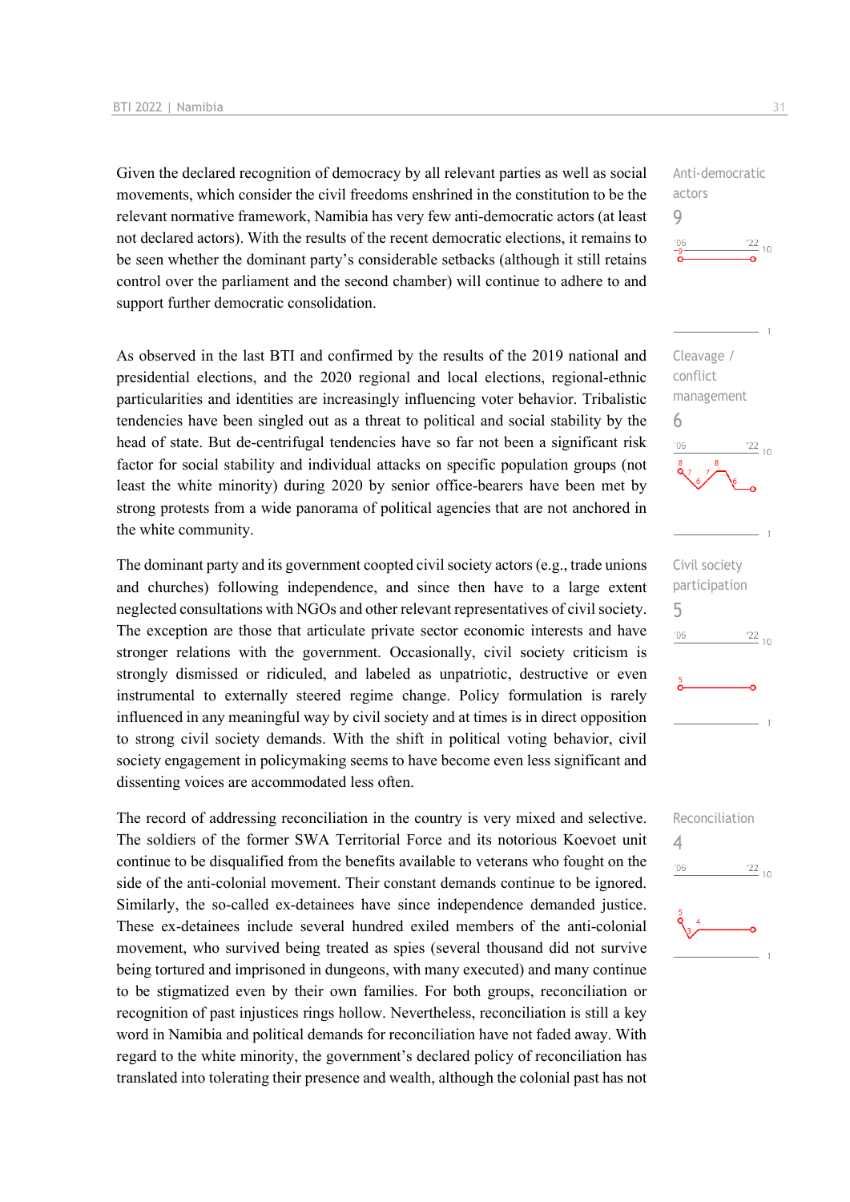Given the declared recognition of democracy by all relevant parties as well as social movements, which consider the civil freedoms enshrined in the constitution to be the relevant normative framework, Namibia has very few anti-democratic actors (at least not declared actors). With the results of the recent democratic elections, it remains to be seen whether the dominant party's considerable setbacks (although it still retains control over the parliament and the second chamber) will continue to adhere to and support further democratic consolidation.

Anti-democratic actors
9

As observed in the last BTI and confirmed by the results of the 2019 national and presidential elections, and the 2020 regional and local elections, regional-ethnic particularities and identities are increasingly influencing voter behavior. Tribalistic tendencies have been singled out as a threat to political and social stability by the head of state. But de-centrifugal tendencies have so far not been a significant risk factor for social stability and individual attacks on specific population groups (not least the white minority) during 2020 by senior office-bearers have been met by strong protests from a wide panorama of political agencies that are not anchored in the white community.

Cleavage / conflict management
6

The dominant party and its government coopted civil society actors (e.g., trade unions and churches) following independence, and since then have to a large extent neglected consultations with NGOs and other relevant representatives of civil society. The exception are those that articulate private sector economic interests and have stronger relations with the government. Occasionally, civil society criticism is strongly dismissed or ridiculed, and labeled as unpatriotic, destructive or even instrumental to externally steered regime change. Policy formulation is rarely influenced in any meaningful way by civil society and at times is in direct opposition to strong civil society demands. With the shift in political voting behavior, civil society engagement in policymaking seems to have become even less significant and dissenting voices are accommodated less often.

Civil society participation
5

The record of addressing reconciliation in the country is very mixed and selective. The soldiers of the former SWA Territorial Force and its notorious Koevoet unit continue to be disqualified from the benefits available to veterans who fought on the side of the anti-colonial movement. Their constant demands continue to be ignored. Similarly, the so-called ex-detainees have since independence demanded justice. These ex-detainees include several hundred exiled members of the anti-colonial movement, who survived being treated as spies (several thousand did not survive being tortured and imprisoned in dungeons, with many executed) and many continue to be stigmatized even by their own families. For both groups, reconciliation or recognition of past injustices rings hollow. Nevertheless, reconciliation is still a key word in Namibia and political demands for reconciliation have not faded away. With regard to the white minority, the government's declared policy of reconciliation has translated into tolerating their presence and wealth, although the colonial past has not

Reconciliation
4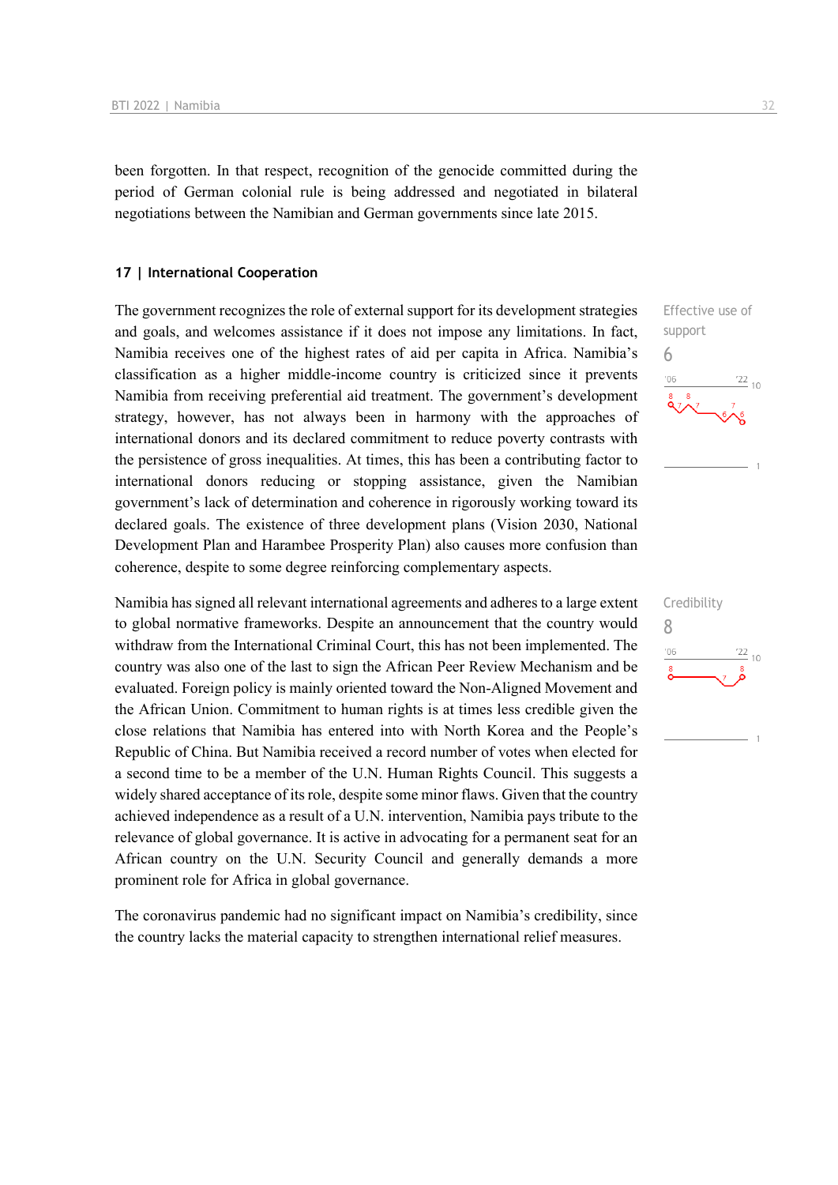been forgotten. In that respect, recognition of the genocide committed during the period of German colonial rule is being addressed and negotiated in bilateral negotiations between the Namibian and German governments since late 2015.

### 17 | International Cooperation

The government recognizes the role of external support for its development strategies and goals, and welcomes assistance if it does not impose any limitations. In fact, Namibia receives one of the highest rates of aid per capita in Africa. Namibia's classification as a higher middle-income country is criticized since it prevents Namibia from receiving preferential aid treatment. The government's development strategy, however, has not always been in harmony with the approaches of international donors and its declared commitment to reduce poverty contrasts with the persistence of gross inequalities. At times, this has been a contributing factor to international donors reducing or stopping assistance, given the Namibian government's lack of determination and coherence in rigorously working toward its declared goals. The existence of three development plans (Vision 2030, National Development Plan and Harambee Prosperity Plan) also causes more confusion than coherence, despite to some degree reinforcing complementary aspects.

Effective use of support
6

Namibia has signed all relevant international agreements and adheres to a large extent to global normative frameworks. Despite an announcement that the country would withdraw from the International Criminal Court, this has not been implemented. The country was also one of the last to sign the African Peer Review Mechanism and be evaluated. Foreign policy is mainly oriented toward the Non-Aligned Movement and the African Union. Commitment to human rights is at times less credible given the close relations that Namibia has entered into with North Korea and the People's Republic of China. But Namibia received a record number of votes when elected for a second time to be a member of the U.N. Human Rights Council. This suggests a widely shared acceptance of its role, despite some minor flaws. Given that the country achieved independence as a result of a U.N. intervention, Namibia pays tribute to the relevance of global governance. It is active in advocating for a permanent seat for an African country on the U.N. Security Council and generally demands a more prominent role for Africa in global governance.

Credibility
8

The coronavirus pandemic had no significant impact on Namibia's credibility, since the country lacks the material capacity to strengthen international relief measures.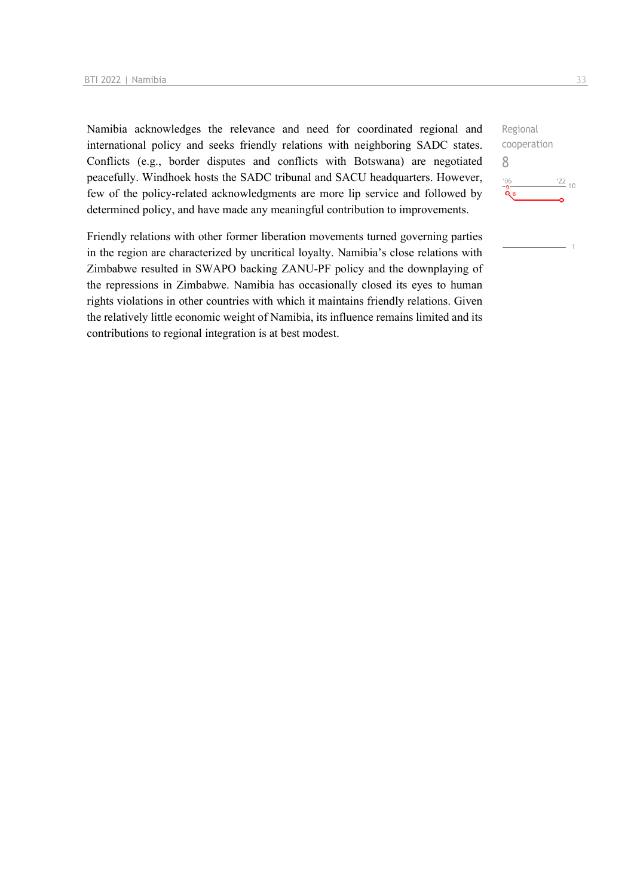Namibia acknowledges the relevance and need for coordinated regional and international policy and seeks friendly relations with neighboring SADC states. Conflicts (e.g., border disputes and conflicts with Botswana) are negotiated peacefully. Windhoek hosts the SADC tribunal and SACU headquarters. However, few of the policy-related acknowledgments are more lip service and followed by determined policy, and have made any meaningful contribution to improvements.

Regional cooperation
8

Friendly relations with other former liberation movements turned governing parties in the region are characterized by uncritical loyalty. Namibia's close relations with Zimbabwe resulted in SWAPO backing ZANU-PF policy and the downplaying of the repressions in Zimbabwe. Namibia has occasionally closed its eyes to human rights violations in other countries with which it maintains friendly relations. Given the relatively little economic weight of Namibia, its influence remains limited and its contributions to regional integration is at best modest.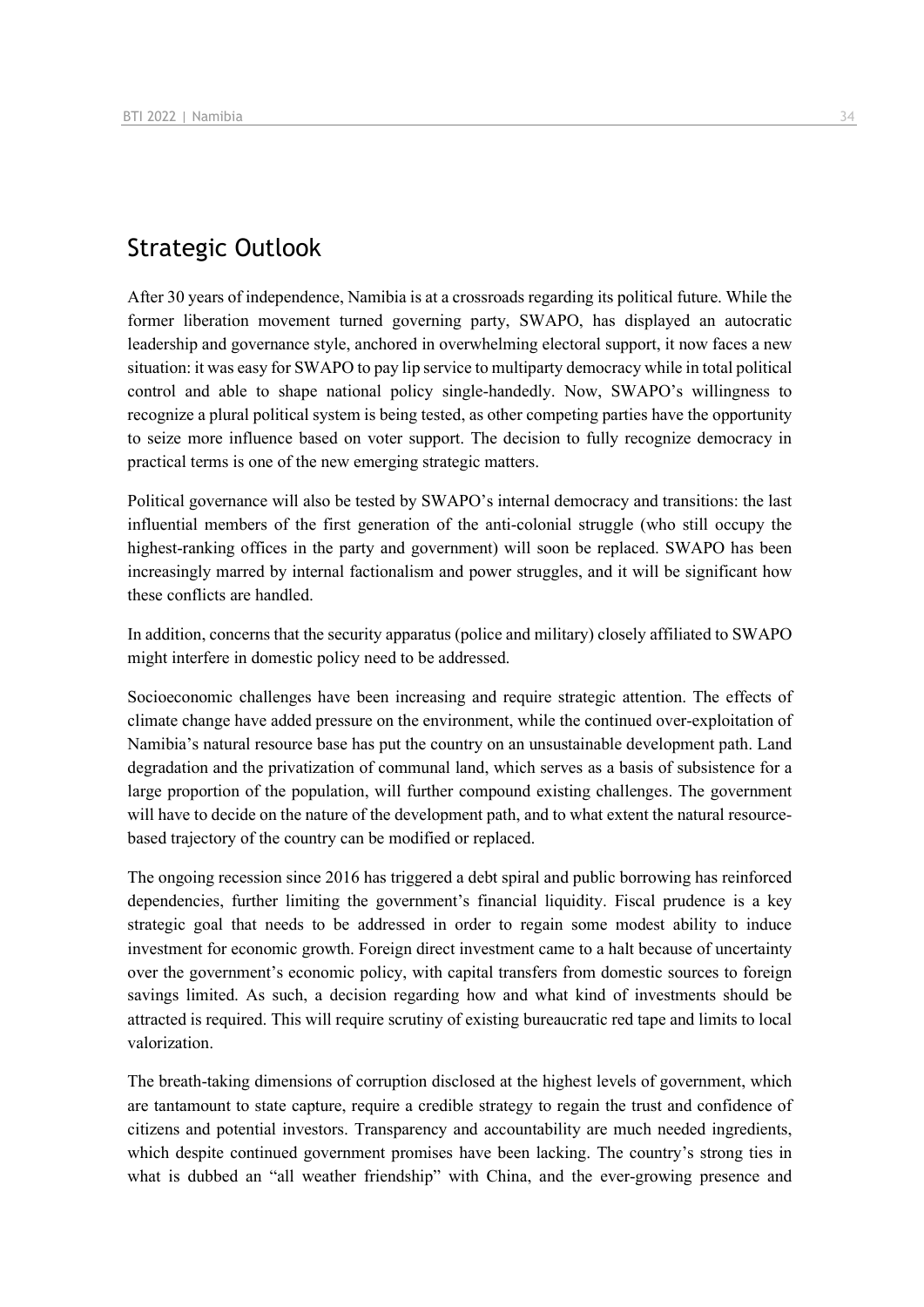## Strategic Outlook

After 30 years of independence, Namibia is at a crossroads regarding its political future. While the former liberation movement turned governing party, SWAPO, has displayed an autocratic leadership and governance style, anchored in overwhelming electoral support, it now faces a new situation: it was easy for SWAPO to pay lip service to multiparty democracy while in total political control and able to shape national policy single-handedly. Now, SWAPO's willingness to recognize a plural political system is being tested, as other competing parties have the opportunity to seize more influence based on voter support. The decision to fully recognize democracy in practical terms is one of the new emerging strategic matters.

Political governance will also be tested by SWAPO's internal democracy and transitions: the last influential members of the first generation of the anti-colonial struggle (who still occupy the highest-ranking offices in the party and government) will soon be replaced. SWAPO has been increasingly marred by internal factionalism and power struggles, and it will be significant how these conflicts are handled.

In addition, concerns that the security apparatus (police and military) closely affiliated to SWAPO might interfere in domestic policy need to be addressed.

Socioeconomic challenges have been increasing and require strategic attention. The effects of climate change have added pressure on the environment, while the continued over-exploitation of Namibia's natural resource base has put the country on an unsustainable development path. Land degradation and the privatization of communal land, which serves as a basis of subsistence for a large proportion of the population, will further compound existing challenges. The government will have to decide on the nature of the development path, and to what extent the natural resource-based trajectory of the country can be modified or replaced.

The ongoing recession since 2016 has triggered a debt spiral and public borrowing has reinforced dependencies, further limiting the government's financial liquidity. Fiscal prudence is a key strategic goal that needs to be addressed in order to regain some modest ability to induce investment for economic growth. Foreign direct investment came to a halt because of uncertainty over the government's economic policy, with capital transfers from domestic sources to foreign savings limited. As such, a decision regarding how and what kind of investments should be attracted is required. This will require scrutiny of existing bureaucratic red tape and limits to local valorization.

The breath-taking dimensions of corruption disclosed at the highest levels of government, which are tantamount to state capture, require a credible strategy to regain the trust and confidence of citizens and potential investors. Transparency and accountability are much needed ingredients, which despite continued government promises have been lacking. The country's strong ties in what is dubbed an "all weather friendship" with China, and the ever-growing presence and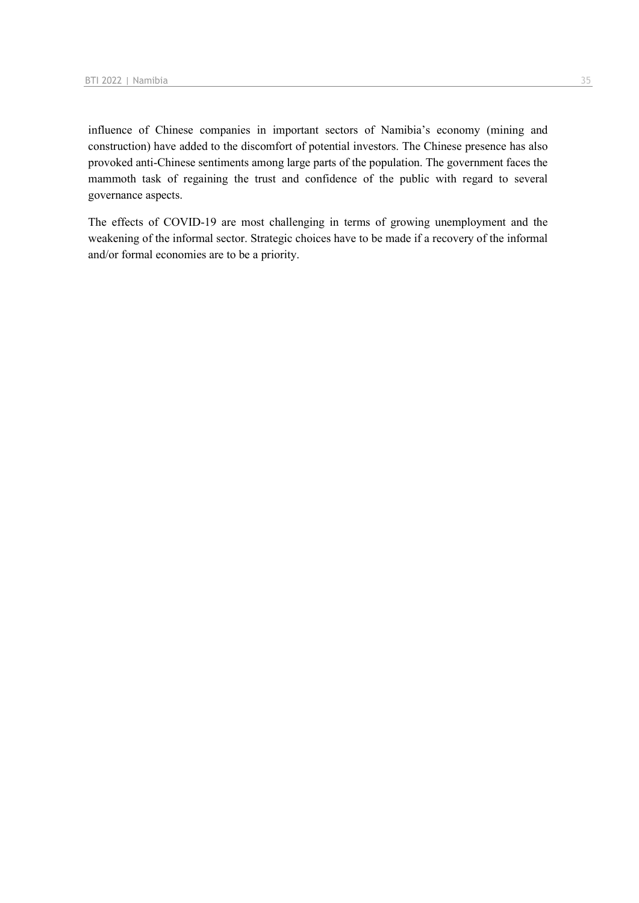influence of Chinese companies in important sectors of Namibia's economy (mining and construction) have added to the discomfort of potential investors. The Chinese presence has also provoked anti-Chinese sentiments among large parts of the population. The government faces the mammoth task of regaining the trust and confidence of the public with regard to several governance aspects.

The effects of COVID-19 are most challenging in terms of growing unemployment and the weakening of the informal sector. Strategic choices have to be made if a recovery of the informal and/or formal economies are to be a priority.